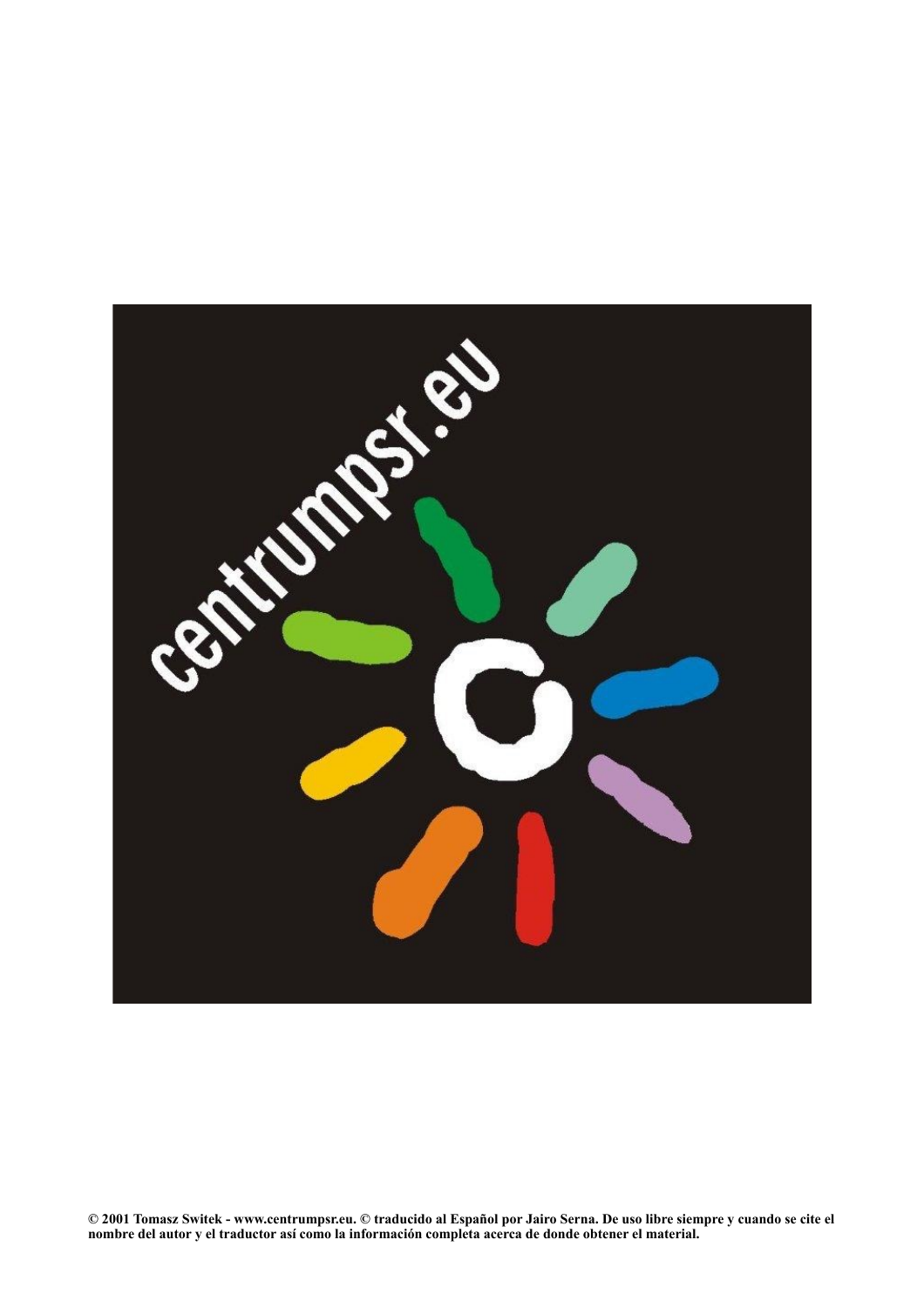centrumpsr.eu

© 2001 Tomasz Switek - www.centrumpsr.eu. © traducido al Español por Jairo Serna. De uso libre siempre y cuando se cite el nombre del autor y el traductor así como la información completa acerca de donde obtener el material.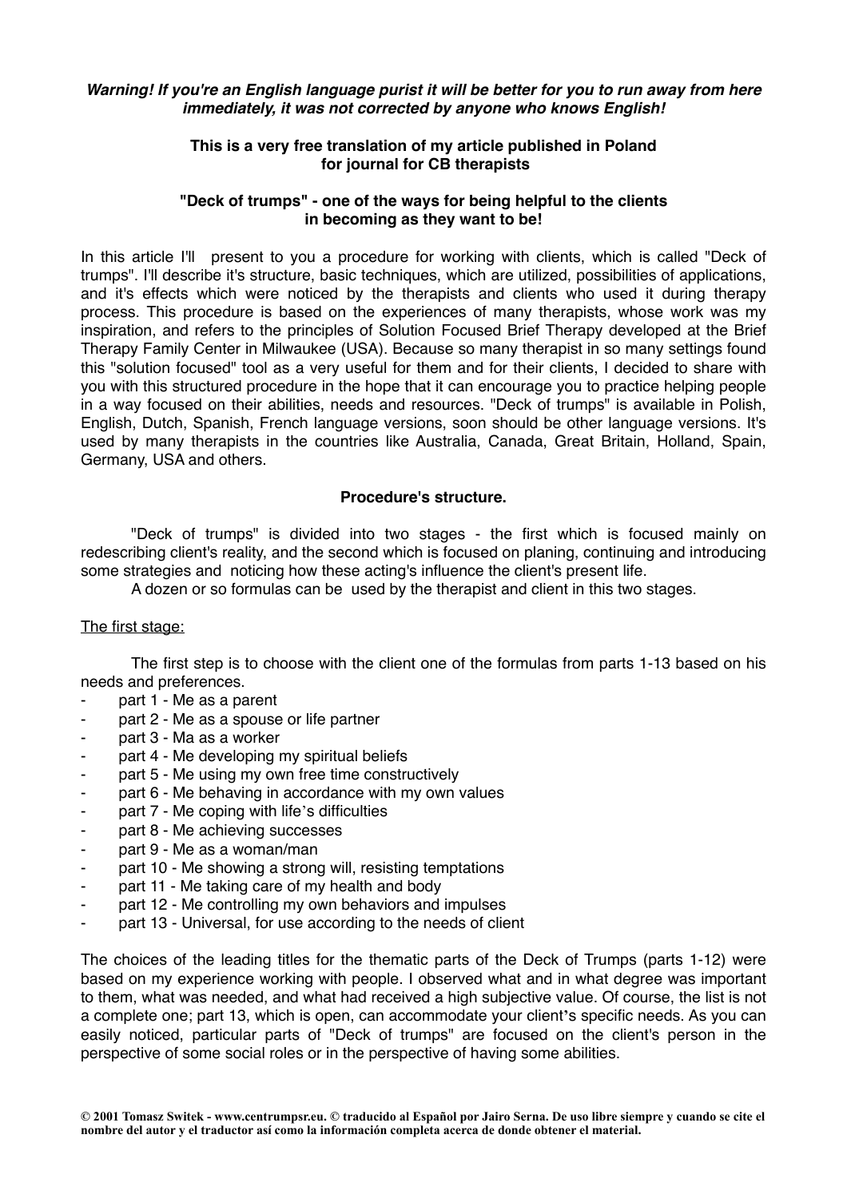***Warning! If you're an English language purist it will be better for you to run away from here immediately, it was not corrected by anyone who knows English!***

**This is a very free translation of my article published in Poland for journal for CB therapists**

**"Deck of trumps" - one of the ways for being helpful to the clients in becoming as they want to be!**

In this article I'll present to you a procedure for working with clients, which is called "Deck of trumps". I'll describe it's structure, basic techniques, which are utilized, possibilities of applications, and it's effects which were noticed by the therapists and clients who used it during therapy process. This procedure is based on the experiences of many therapists, whose work was my inspiration, and refers to the principles of Solution Focused Brief Therapy developed at the Brief Therapy Family Center in Milwaukee (USA). Because so many therapist in so many settings found this "solution focused" tool as a very useful for them and for their clients, I decided to share with you with this structured procedure in the hope that it can encourage you to practice helping people in a way focused on their abilities, needs and resources. "Deck of trumps" is available in Polish, English, Dutch, Spanish, French language versions, soon should be other language versions. It's used by many therapists in the countries like Australia, Canada, Great Britain, Holland, Spain, Germany, USA and others.

**Procedure's structure.**

"Deck of trumps" is divided into two stages - the first which is focused mainly on redescribing client's reality, and the second which is focused on planing, continuing and introducing some strategies and noticing how these acting's influence the client's present life.

A dozen or so formulas can be used by the therapist and client in this two stages.

<u>The first stage:</u>

The first step is to choose with the client one of the formulas from parts 1-13 based on his needs and preferences.

- part 1 - Me as a parent
- part 2 - Me as a spouse or life partner
- part 3 - Ma as a worker
- part 4 - Me developing my spiritual beliefs
- part 5 - Me using my own free time constructively
- part 6 - Me behaving in accordance with my own values
- part 7 - Me coping with life's difficulties
- part 8 - Me achieving successes
- part 9 - Me as a woman/man
- part 10 - Me showing a strong will, resisting temptations
- part 11 - Me taking care of my health and body
- part 12 - Me controlling my own behaviors and impulses
- part 13 - Universal, for use according to the needs of client

The choices of the leading titles for the thematic parts of the Deck of Trumps (parts 1-12) were based on my experience working with people. I observed what and in what degree was important to them, what was needed, and what had received a high subjective value. Of course, the list is not a complete one; part 13, which is open, can accommodate your client's specific needs. As you can easily noticed, particular parts of "Deck of trumps" are focused on the client's person in the perspective of some social roles or in the perspective of having some abilities.

**© 2001 Tomasz Switek - www.centrumpsr.eu. © traducido al Español por Jairo Serna. De uso libre siempre y cuando se cite el nombre del autor y el traductor así como la información completa acerca de donde obtener el material.**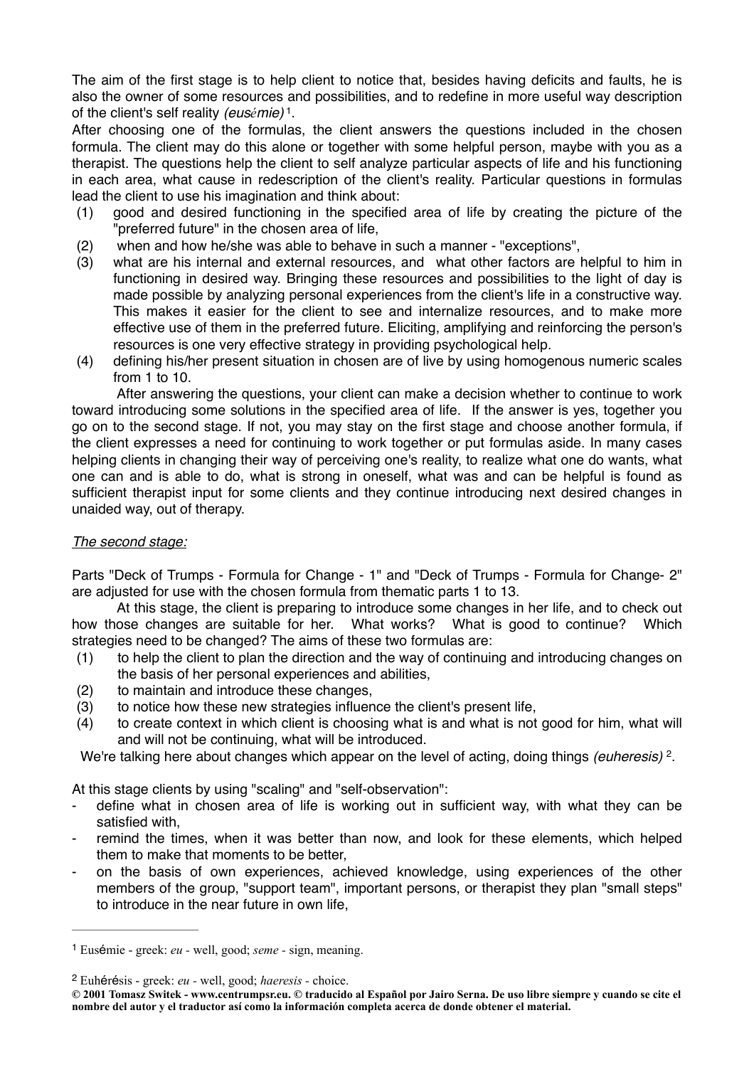The aim of the first stage is to help client to notice that, besides having deficits and faults, he is also the owner of some resources and possibilities, and to redefine in more useful way description of the client's self reality *(eusémie)* [1].

After choosing one of the formulas, the client answers the questions included in the chosen formula. The client may do this alone or together with some helpful person, maybe with you as a therapist. The questions help the client to self analyze particular aspects of life and his functioning in each area, what cause in redescription of the client's reality. Particular questions in formulas lead the client to use his imagination and think about:

(1) good and desired functioning in the specified area of life by creating the picture of the "preferred future" in the chosen area of life,
(2) when and how he/she was able to behave in such a manner - "exceptions",
(3) what are his internal and external resources, and what other factors are helpful to him in functioning in desired way. Bringing these resources and possibilities to the light of day is made possible by analyzing personal experiences from the client's life in a constructive way. This makes it easier for the client to see and internalize resources, and to make more effective use of them in the preferred future. Eliciting, amplifying and reinforcing the person's resources is one very effective strategy in providing psychological help.
(4) defining his/her present situation in chosen are of live by using homogenous numeric scales from 1 to 10.

After answering the questions, your client can make a decision whether to continue to work toward introducing some solutions in the specified area of life. If the answer is yes, together you go on to the second stage. If not, you may stay on the first stage and choose another formula, if the client expresses a need for continuing to work together or put formulas aside. In many cases helping clients in changing their way of perceiving one's reality, to realize what one do wants, what one can and is able to do, what is strong in oneself, what was and can be helpful is found as sufficient therapist input for some clients and they continue introducing next desired changes in unaided way, out of therapy.

*The second stage:*

Parts "Deck of Trumps - Formula for Change - 1" and "Deck of Trumps - Formula for Change- 2" are adjusted for use with the chosen formula from thematic parts 1 to 13.

At this stage, the client is preparing to introduce some changes in her life, and to check out how those changes are suitable for her. What works? What is good to continue? Which strategies need to be changed? The aims of these two formulas are:

(1) to help the client to plan the direction and the way of continuing and introducing changes on the basis of her personal experiences and abilities,
(2) to maintain and introduce these changes,
(3) to notice how these new strategies influence the client's present life,
(4) to create context in which client is choosing what is and what is not good for him, what will and will not be continuing, what will be introduced.

We're talking here about changes which appear on the level of acting, doing things *(euheresis)* [2].

At this stage clients by using "scaling" and "self-observation":

- define what in chosen area of life is working out in sufficient way, with what they can be satisfied with,
- remind the times, when it was better than now, and look for these elements, which helped them to make that moments to be better,
- on the basis of own experiences, achieved knowledge, using experiences of the other members of the group, "support team", important persons, or therapist they plan "small steps" to introduce in the near future in own life,

---

[1] Eusémie - greek: *eu* - well, good; *seme* - sign, meaning.

[2] Euhérésis - greek: *eu* - well, good; *haeresis* - choice.

**© 2001 Tomasz Switek - www.centrumpsr.eu. © traducido al Español por Jairo Serna. De uso libre siempre y cuando se cite el nombre del autor y el traductor así como la información completa acerca de donde obtener el material.**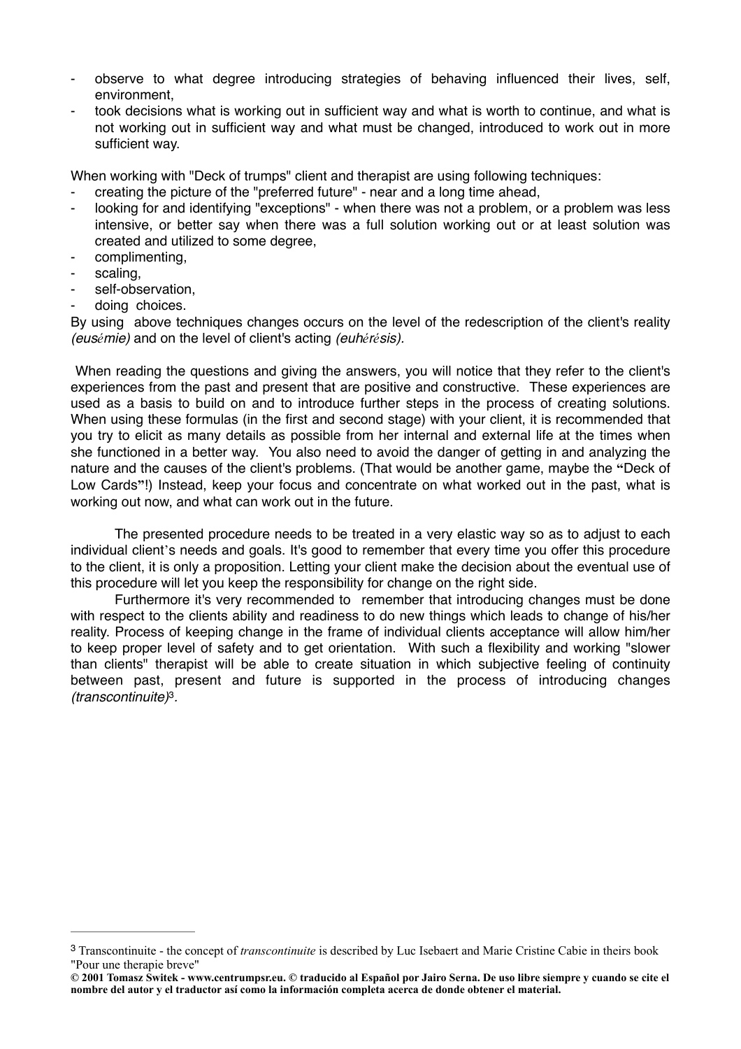- observe to what degree introducing strategies of behaving influenced their lives, self, environment,
- took decisions what is working out in sufficient way and what is worth to continue, and what is not working out in sufficient way and what must be changed, introduced to work out in more sufficient way.

When working with "Deck of trumps" client and therapist are using following techniques:

- creating the picture of the "preferred future" - near and a long time ahead,
- looking for and identifying "exceptions" - when there was not a problem, or a problem was less intensive, or better say when there was a full solution working out or at least solution was created and utilized to some degree,
- complimenting,
- scaling,
- self-observation,
- doing choices.

By using above techniques changes occurs on the level of the redescription of the client's reality *(eusémie)* and on the level of client's acting *(euhérésis).*

When reading the questions and giving the answers, you will notice that they refer to the client's experiences from the past and present that are positive and constructive. These experiences are used as a basis to build on and to introduce further steps in the process of creating solutions. When using these formulas (in the first and second stage) with your client, it is recommended that you try to elicit as many details as possible from her internal and external life at the times when she functioned in a better way. You also need to avoid the danger of getting in and analyzing the nature and the causes of the client's problems. (That would be another game, maybe the "Deck of Low Cards"!) Instead, keep your focus and concentrate on what worked out in the past, what is working out now, and what can work out in the future.

The presented procedure needs to be treated in a very elastic way so as to adjust to each individual client's needs and goals. It's good to remember that every time you offer this procedure to the client, it is only a proposition. Letting your client make the decision about the eventual use of this procedure will let you keep the responsibility for change on the right side.

Furthermore it's very recommended to remember that introducing changes must be done with respect to the clients ability and readiness to do new things which leads to change of his/her reality. Process of keeping change in the frame of individual clients acceptance will allow him/her to keep proper level of safety and to get orientation. With such a flexibility and working "slower than clients" therapist will be able to create situation in which subjective feeling of continuity between past, present and future is supported in the process of introducing changes *(transcontinuite)*[3].

---

[3] Transcontinuite - the concept of *transcontinuite* is described by Luc Isebaert and Marie Cristine Cabie in theirs book "Pour une therapie breve"

**© 2001 Tomasz Switek - www.centrumpsr.eu. © traducido al Español por Jairo Serna. De uso libre siempre y cuando se cite el nombre del autor y el traductor así como la información completa acerca de donde obtener el material.**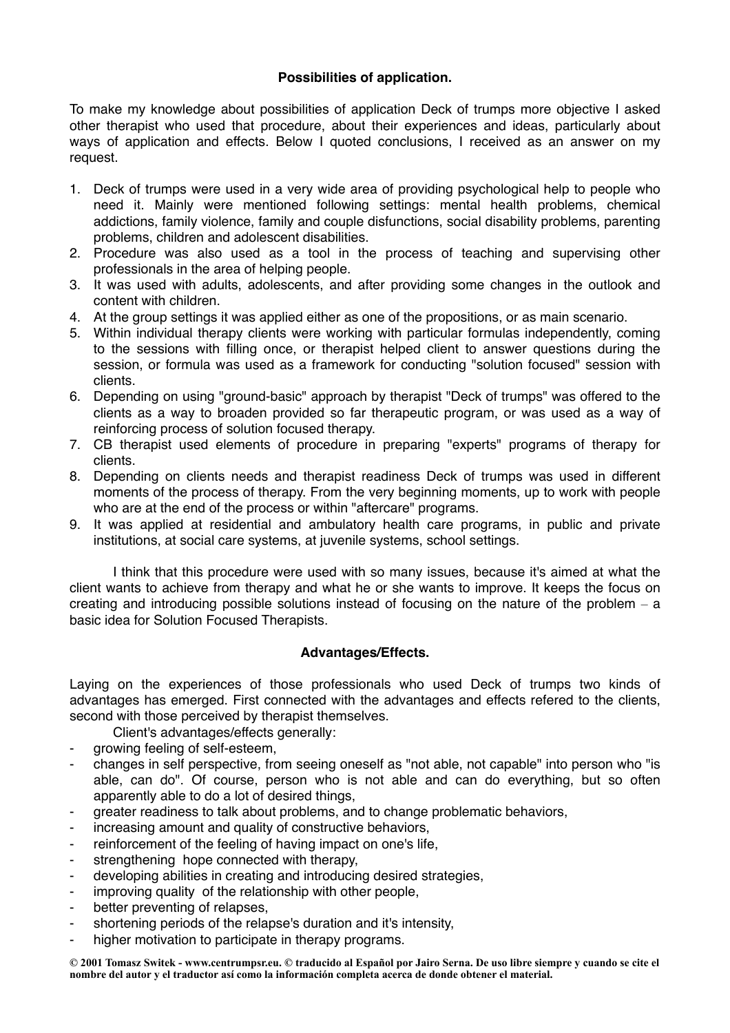**Possibilities of application.**

To make my knowledge about possibilities of application Deck of trumps more objective I asked other therapist who used that procedure, about their experiences and ideas, particularly about ways of application and effects. Below I quoted conclusions, I received as an answer on my request.

1. Deck of trumps were used in a very wide area of providing psychological help to people who need it. Mainly were mentioned following settings: mental health problems, chemical addictions, family violence, family and couple disfunctions, social disability problems, parenting problems, children and adolescent disabilities.
2. Procedure was also used as a tool in the process of teaching and supervising other professionals in the area of helping people.
3. It was used with adults, adolescents, and after providing some changes in the outlook and content with children.
4. At the group settings it was applied either as one of the propositions, or as main scenario.
5. Within individual therapy clients were working with particular formulas independently, coming to the sessions with filling once, or therapist helped client to answer questions during the session, or formula was used as a framework for conducting "solution focused" session with clients.
6. Depending on using "ground-basic" approach by therapist "Deck of trumps" was offered to the clients as a way to broaden provided so far therapeutic program, or was used as a way of reinforcing process of solution focused therapy.
7. CB therapist used elements of procedure in preparing "experts" programs of therapy for clients.
8. Depending on clients needs and therapist readiness Deck of trumps was used in different moments of the process of therapy. From the very beginning moments, up to work with people who are at the end of the process or within "aftercare" programs.
9. It was applied at residential and ambulatory health care programs, in public and private institutions, at social care systems, at juvenile systems, school settings.

I think that this procedure were used with so many issues, because it's aimed at what the client wants to achieve from therapy and what he or she wants to improve. It keeps the focus on creating and introducing possible solutions instead of focusing on the nature of the problem – a basic idea for Solution Focused Therapists.

**Advantages/Effects.**

Laying on the experiences of those professionals who used Deck of trumps two kinds of advantages has emerged. First connected with the advantages and effects refered to the clients, second with those perceived by therapist themselves.

Client's advantages/effects generally:

- growing feeling of self-esteem,
- changes in self perspective, from seeing oneself as "not able, not capable" into person who "is able, can do". Of course, person who is not able and can do everything, but so often apparently able to do a lot of desired things,
- greater readiness to talk about problems, and to change problematic behaviors,
- increasing amount and quality of constructive behaviors,
- reinforcement of the feeling of having impact on one's life,
- strengthening hope connected with therapy,
- developing abilities in creating and introducing desired strategies,
- improving quality of the relationship with other people,
- better preventing of relapses,
- shortening periods of the relapse's duration and it's intensity,
- higher motivation to participate in therapy programs.

**© 2001 Tomasz Switek - www.centrumpsr.eu. © traducido al Español por Jairo Serna. De uso libre siempre y cuando se cite el nombre del autor y el traductor así como la información completa acerca de donde obtener el material.**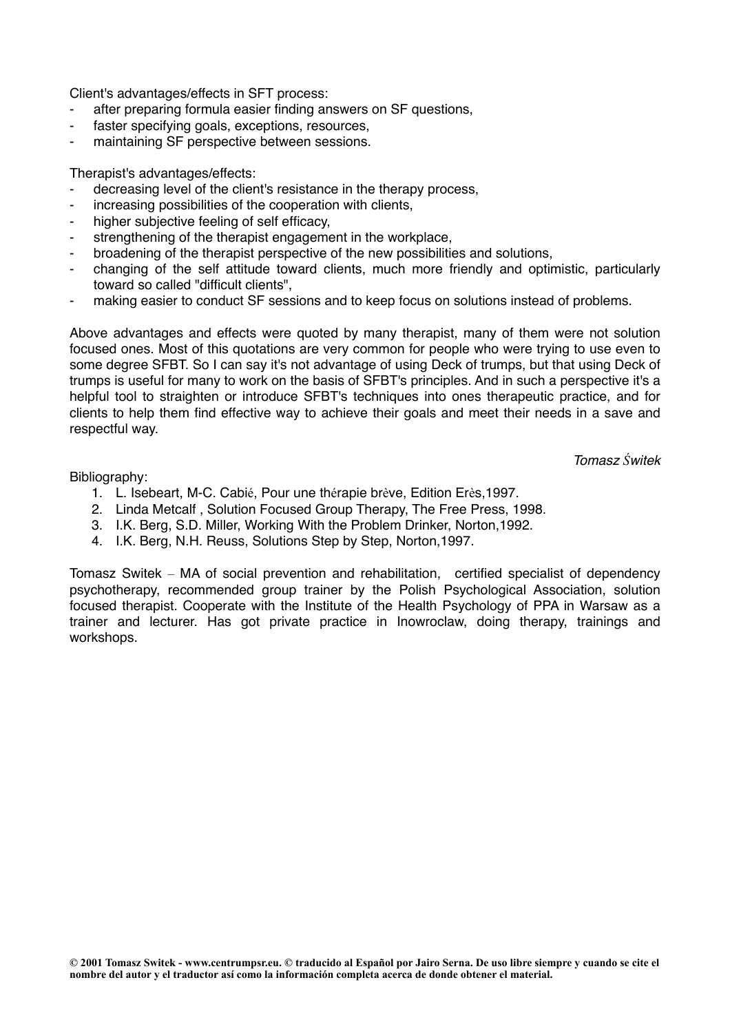Client's advantages/effects in SFT process:

- after preparing formula easier finding answers on SF questions,
- faster specifying goals, exceptions, resources,
- maintaining SF perspective between sessions.

Therapist's advantages/effects:

- decreasing level of the client's resistance in the therapy process,
- increasing possibilities of the cooperation with clients,
- higher subjective feeling of self efficacy,
- strengthening of the therapist engagement in the workplace,
- broadening of the therapist perspective of the new possibilities and solutions,
- changing of the self attitude toward clients, much more friendly and optimistic, particularly toward so called "difficult clients",
- making easier to conduct SF sessions and to keep focus on solutions instead of problems.

Above advantages and effects were quoted by many therapist, many of them were not solution focused ones. Most of this quotations are very common for people who were trying to use even to some degree SFBT. So I can say it's not advantage of using Deck of trumps, but that using Deck of trumps is useful for many to work on the basis of SFBT's principles. And in such a perspective it's a helpful tool to straighten or introduce SFBT's techniques into ones therapeutic practice, and for clients to help them find effective way to achieve their goals and meet their needs in a save and respectful way.

*Tomasz Świtek*

Bibliography:

1. L. Isebeart, M-C. Cabié, Pour une thérapie brève, Edition Erès,1997.
2. Linda Metcalf , Solution Focused Group Therapy, The Free Press, 1998.
3. I.K. Berg, S.D. Miller, Working With the Problem Drinker, Norton,1992.
4. I.K. Berg, N.H. Reuss, Solutions Step by Step, Norton,1997.

Tomasz Switek – MA of social prevention and rehabilitation, certified specialist of dependency psychotherapy, recommended group trainer by the Polish Psychological Association, solution focused therapist. Cooperate with the Institute of the Health Psychology of PPA in Warsaw as a trainer and lecturer. Has got private practice in Inowroclaw, doing therapy, trainings and workshops.

**© 2001 Tomasz Switek - www.centrumpsr.eu. © traducido al Español por Jairo Serna. De uso libre siempre y cuando se cite el nombre del autor y el traductor así como la información completa acerca de donde obtener el material.**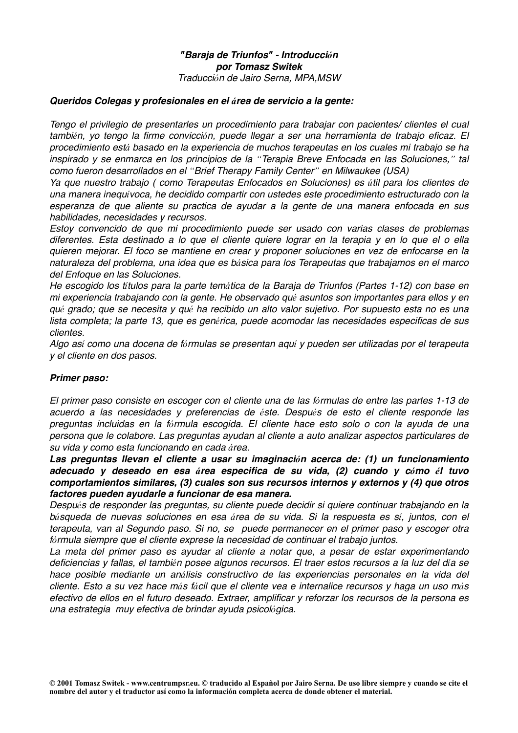***"Baraja de Triunfos" - Introducción***
***por Tomasz Switek***
*Traducción de Jairo Serna, MPA,MSW*

***Queridos Colegas y profesionales en el área de servicio a la gente:***

*Tengo el privilegio de presentarles un procedimiento para trabajar con pacientes/ clientes el cual también, yo tengo la firme convicción, puede llegar a ser una herramienta de trabajo eficaz. El procedimiento está basado en la experiencia de muchos terapeutas en los cuales mi trabajo se ha inspirado y se enmarca en los principios de la "Terapia Breve Enfocada en las Soluciones," tal como fueron desarrollados en el "Brief Therapy Family Center" en Milwaukee (USA)*

*Ya que nuestro trabajo ( como Terapeutas Enfocados en Soluciones) es útil para los clientes de una manera inequívoca, he decidido compartir con ustedes este procedimiento estructurado con la esperanza de que aliente su practica de ayudar a la gente de una manera enfocada en sus habilidades, necesidades y recursos.*

*Estoy convencido de que mi procedimiento puede ser usado con varias clases de problemas diferentes. Esta destinado a lo que el cliente quiere lograr en la terapia y en lo que el o ella quieren mejorar. El foco se mantiene en crear y proponer soluciones en vez de enfocarse en la naturaleza del problema, una idea que es básica para los Terapeutas que trabajamos en el marco del Enfoque en las Soluciones.*

*He escogido los títulos para la parte temática de la Baraja de Triunfos (Partes 1-12) con base en mi experiencia trabajando con la gente. He observado qué asuntos son importantes para ellos y en qué grado; que se necesita y qué ha recibido un alto valor sujetivo. Por supuesto esta no es una lista completa; la parte 13, que es genérica, puede acomodar las necesidades especificas de sus clientes.*

*Algo así como una docena de fórmulas se presentan aquí y pueden ser utilizadas por el terapeuta y el cliente en dos pasos.*

***Primer paso:***

*El primer paso consiste en escoger con el cliente una de las fórmulas de entre las partes 1-13 de acuerdo a las necesidades y preferencias de éste. Después de esto el cliente responde las preguntas incluidas en la fórmula escogida. El cliente hace esto solo o con la ayuda de una persona que le colabore. Las preguntas ayudan al cliente a auto analizar aspectos particulares de su vida y como esta funcionando en cada área.*

***Las preguntas llevan el cliente a usar su imaginación acerca de: (1) un funcionamiento adecuado y deseado en esa área especifica de su vida, (2) cuando y cómo él tuvo comportamientos similares, (3) cuales son sus recursos internos y externos y (4) que otros factores pueden ayudarle a funcionar de esa manera.***

*Después de responder las preguntas, su cliente puede decidir si quiere continuar trabajando en la búsqueda de nuevas soluciones en esa área de su vida. Si la respuesta es sí, juntos, con el terapeuta, van al Segundo paso. Si no, se puede permanecer en el primer paso y escoger otra fórmula siempre que el cliente exprese la necesidad de continuar el trabajo juntos.*

*La meta del primer paso es ayudar al cliente a notar que, a pesar de estar experimentando deficiencias y fallas, el también posee algunos recursos. El traer estos recursos a la luz del día se hace posible mediante un análisis constructivo de las experiencias personales en la vida del cliente. Esto a su vez hace más fácil que el cliente vea e internalice recursos y haga un uso más efectivo de ellos en el futuro deseado. Extraer, amplificar y reforzar los recursos de la persona es una estrategia muy efectiva de brindar ayuda psicológica.*

**© 2001 Tomasz Switek - www.centrumpsr.eu. © traducido al Español por Jairo Serna. De uso libre siempre y cuando se cite el nombre del autor y el traductor así como la información completa acerca de donde obtener el material.**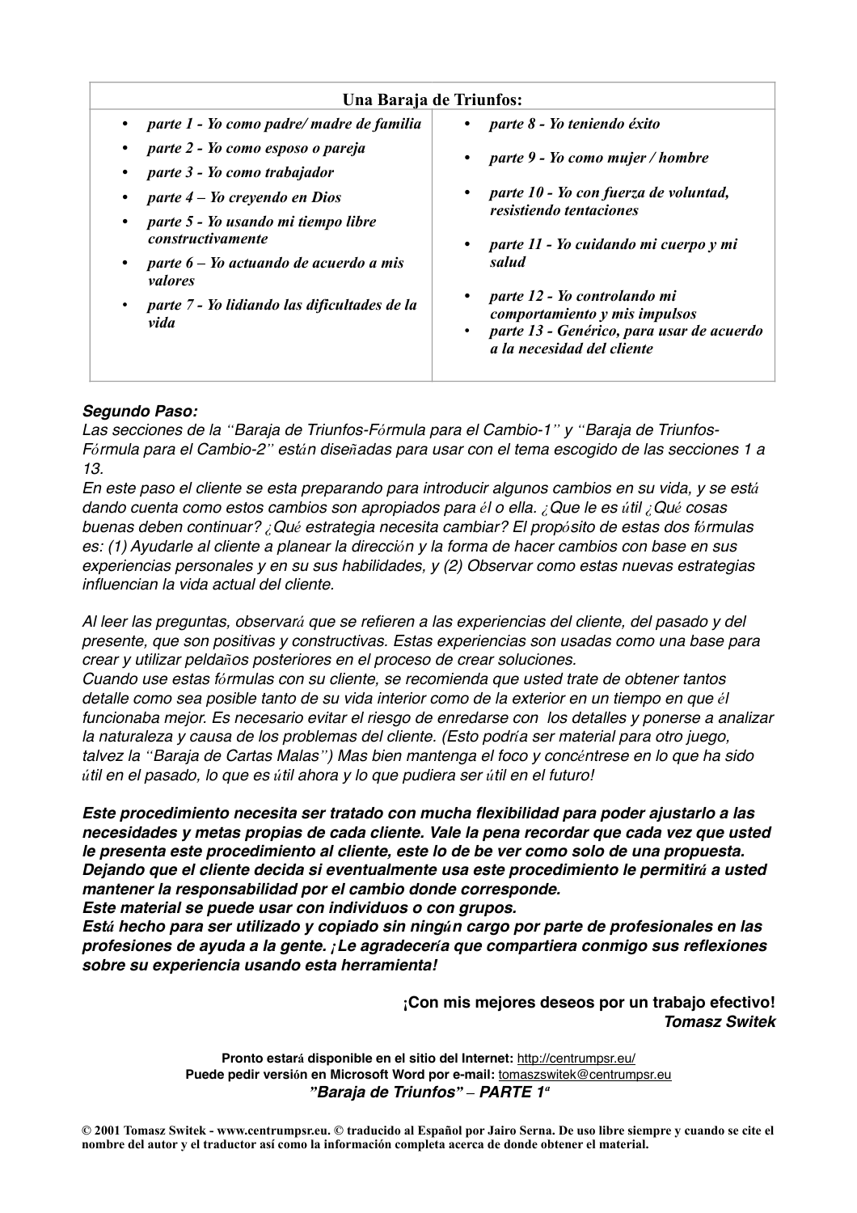| Una Baraja de Triunfos: | |
|---|---|
| • *parte 1 - Yo como padre/ madre de familia*<br>• *parte 2 - Yo como esposo o pareja*<br>• *parte 3 - Yo como trabajador*<br>• *parte 4 – Yo creyendo en Dios*<br>• *parte 5 - Yo usando mi tiempo libre constructivamente*<br>• *parte 6 – Yo actuando de acuerdo a mis valores*<br>• *parte 7 - Yo lidiando las dificultades de la vida* | • *parte 8 - Yo teniendo éxito*<br>• *parte 9 - Yo como mujer / hombre*<br>• *parte 10 - Yo con fuerza de voluntad, resistiendo tentaciones*<br>• *parte 11 - Yo cuidando mi cuerpo y mi salud*<br>• *parte 12 - Yo controlando mi comportamiento y mis impulsos*<br>• *parte 13 - Genérico, para usar de acuerdo a la necesidad del cliente* |

***Segundo Paso:***

*Las secciones de la "Baraja de Triunfos-Fórmula para el Cambio-1" y "Baraja de Triunfos-Fórmula para el Cambio-2" están diseñadas para usar con el tema escogido de las secciones 1 a 13.*

*En este paso el cliente se esta preparando para introducir algunos cambios en su vida, y se está dando cuenta como estos cambios son apropiados para él o ella. ¿Que le es útil ¿Qué cosas buenas deben continuar? ¿Qué estrategia necesita cambiar? El propósito de estas dos fórmulas es: (1) Ayudarle al cliente a planear la dirección y la forma de hacer cambios con base en sus experiencias personales y en su sus habilidades, y (2) Observar como estas nuevas estrategias influencian la vida actual del cliente.*

*Al leer las preguntas, observará que se refieren a las experiencias del cliente, del pasado y del presente, que son positivas y constructivas. Estas experiencias son usadas como una base para crear y utilizar peldaños posteriores en el proceso de crear soluciones.*

*Cuando use estas fórmulas con su cliente, se recomienda que usted trate de obtener tantos detalle como sea posible tanto de su vida interior como de la exterior en un tiempo en que él funcionaba mejor. Es necesario evitar el riesgo de enredarse con los detalles y ponerse a analizar la naturaleza y causa de los problemas del cliente. (Esto podría ser material para otro juego, talvez la "Baraja de Cartas Malas") Mas bien mantenga el foco y concéntrese en lo que ha sido útil en el pasado, lo que es útil ahora y lo que pudiera ser útil en el futuro!*

***Este procedimiento necesita ser tratado con mucha flexibilidad para poder ajustarlo a las necesidades y metas propias de cada cliente. Vale la pena recordar que cada vez que usted le presenta este procedimiento al cliente, este lo de be ver como solo de una propuesta. Dejando que el cliente decida si eventualmente usa este procedimiento le permitirá a usted mantener la responsabilidad por el cambio donde corresponde.***

***Este material se puede usar con individuos o con grupos.***

***Está hecho para ser utilizado y copiado sin ningún cargo por parte de profesionales en las profesiones de ayuda a la gente. ¡Le agradecería que compartiera conmigo sus reflexiones sobre su experiencia usando esta herramienta!***

**¡Con mis mejores deseos por un trabajo efectivo!**
***Tomasz Switek***

**Pronto estará disponible en el sitio del Internet:** http://centrumpsr.eu/
**Puede pedir versión en Microsoft Word por e-mail:** tomaszswitek@centrumpsr.eu
***"Baraja de Triunfos" – PARTE 1ª***

**© 2001 Tomasz Switek - www.centrumpsr.eu. © traducido al Español por Jairo Serna. De uso libre siempre y cuando se cite el nombre del autor y el traductor así como la información completa acerca de donde obtener el material.**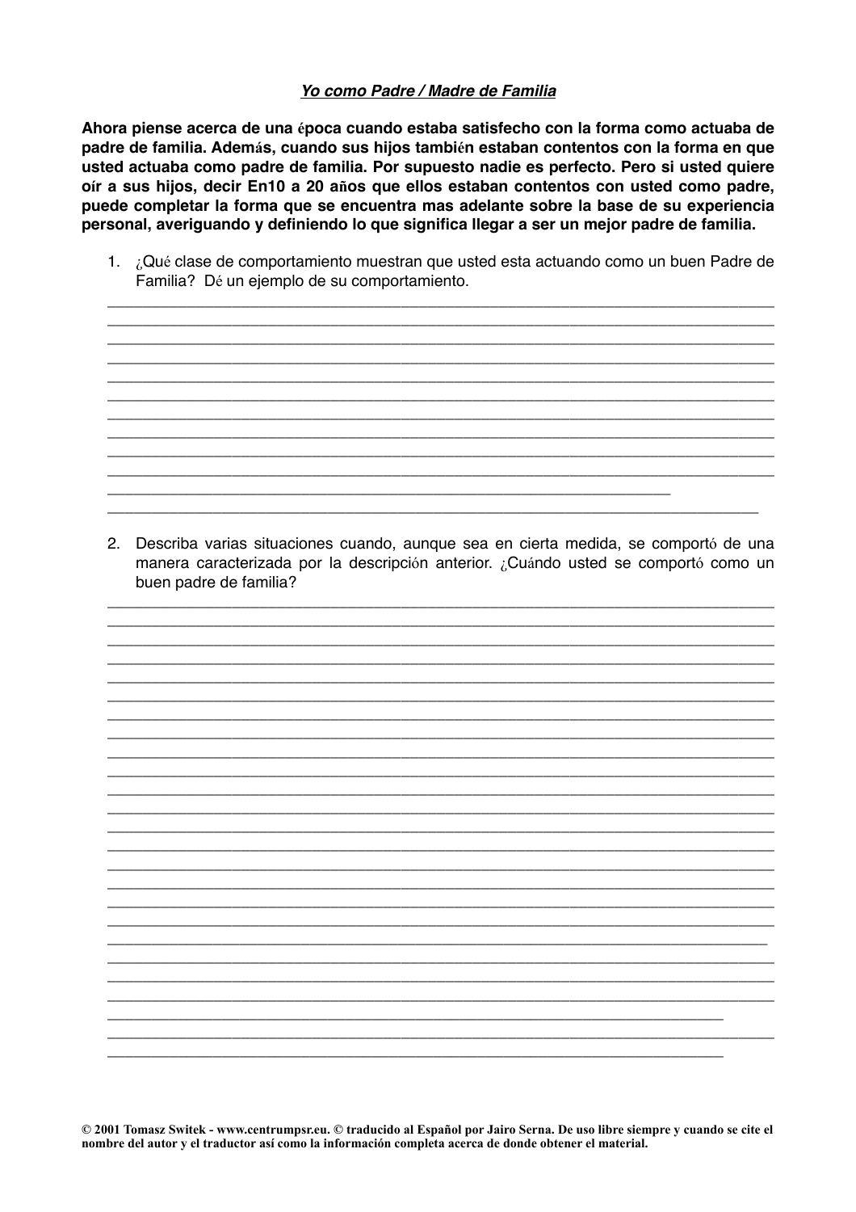***Yo como Padre / Madre de Familia***

**Ahora piense acerca de una época cuando estaba satisfecho con la forma como actuaba de padre de familia. Además, cuando sus hijos también estaban contentos con la forma en que usted actuaba como padre de familia. Por supuesto nadie es perfecto. Pero si usted quiere oír a sus hijos, decir En10 a 20 años que ellos estaban contentos con usted como padre, puede completar la forma que se encuentra mas adelante sobre la base de su experiencia personal, averiguando y definiendo lo que significa llegar a ser un mejor padre de familia.**

1. ¿Qué clase de comportamiento muestran que usted esta actuando como un buen Padre de Familia? Dé un ejemplo de su comportamiento.

___________________________________________________________________________
___________________________________________________________________________
___________________________________________________________________________
___________________________________________________________________________
___________________________________________________________________________
___________________________________________________________________________
___________________________________________________________________________
___________________________________________________________________________
___________________________________________________________________________
___________________________________________________________________________
_______________________________________________________________
_________________________________________________________________________

2. Describa varias situaciones cuando, aunque sea en cierta medida, se comportó de una manera caracterizada por la descripción anterior. ¿Cuándo usted se comportó como un buen padre de familia?

___________________________________________________________________________
___________________________________________________________________________
___________________________________________________________________________
___________________________________________________________________________
___________________________________________________________________________
___________________________________________________________________________
___________________________________________________________________________
___________________________________________________________________________
___________________________________________________________________________
___________________________________________________________________________
___________________________________________________________________________
___________________________________________________________________________
___________________________________________________________________________
___________________________________________________________________________
___________________________________________________________________________
___________________________________________________________________________
___________________________________________________________________________
___________________________________________________________________________
__________________________________________________________________________
___________________________________________________________________________
___________________________________________________________________________
___________________________________________________________________________
_____________________________________________________________________
___________________________________________________________________________
_____________________________________________________________________

**© 2001 Tomasz Switek - www.centrumpsr.eu. © traducido al Español por Jairo Serna. De uso libre siempre y cuando se cite el nombre del autor y el traductor así como la información completa acerca de donde obtener el material.**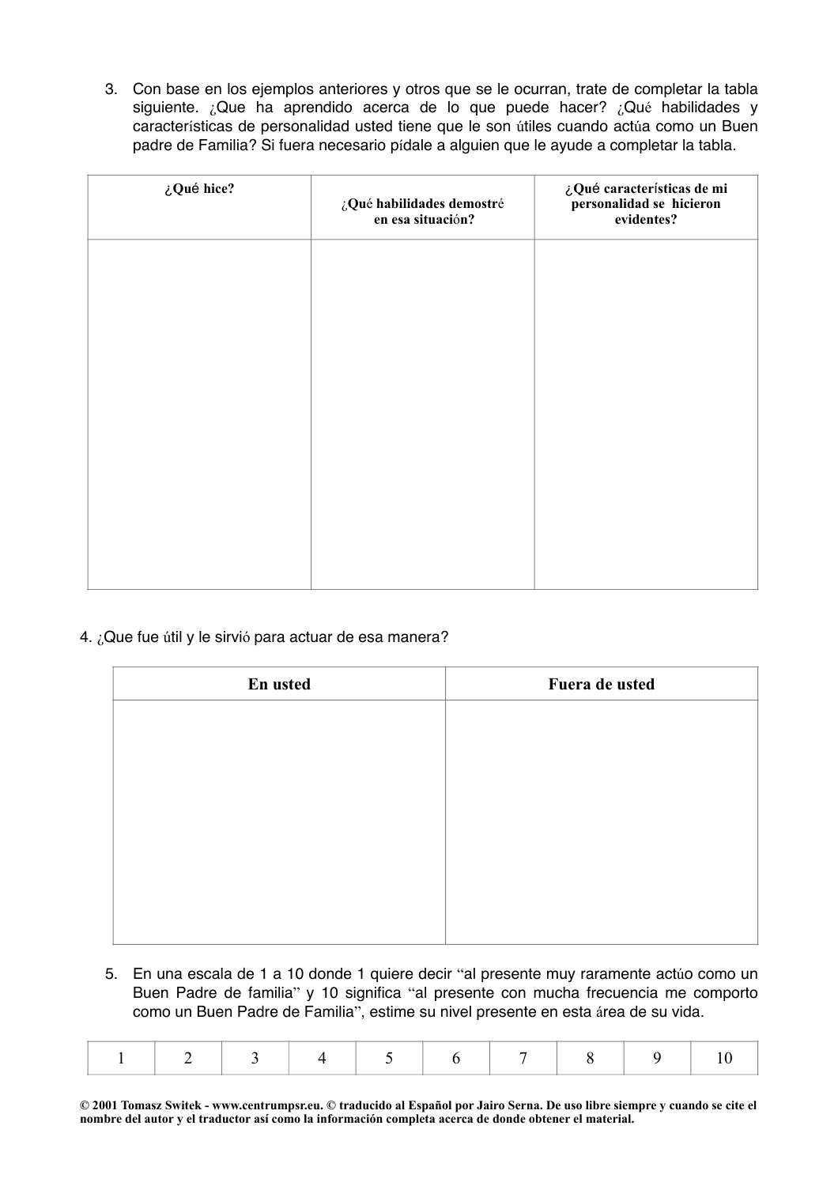3. Con base en los ejemplos anteriores y otros que se le ocurran, trate de completar la tabla siguiente. ¿Que ha aprendido acerca de lo que puede hacer? ¿Qué habilidades y características de personalidad usted tiene que le son útiles cuando actúa como un Buen padre de Familia? Si fuera necesario pídale a alguien que le ayude a completar la tabla.

| **¿Qué hice?** | **¿Qué habilidades demostré en esa situación?** | **¿Qué características de mi personalidad se hicieron evidentes?** |
|---|---|---|
| | | |

4. ¿Que fue útil y le sirvió para actuar de esa manera?

| **En usted** | **Fuera de usted** |
|---|---|
| | |

5. En una escala de 1 a 10 donde 1 quiere decir "al presente muy raramente actúo como un Buen Padre de familia" y 10 significa "al presente con mucha frecuencia me comporto como un Buen Padre de Familia", estime su nivel presente en esta área de su vida.

| 1 | 2 | 3 | 4 | 5 | 6 | 7 | 8 | 9 | 10 |
|---|---|---|---|---|---|---|---|---|---|

**© 2001 Tomasz Switek - www.centrumpsr.eu. © traducido al Español por Jairo Serna. De uso libre siempre y cuando se cite el nombre del autor y el traductor así como la información completa acerca de donde obtener el material.**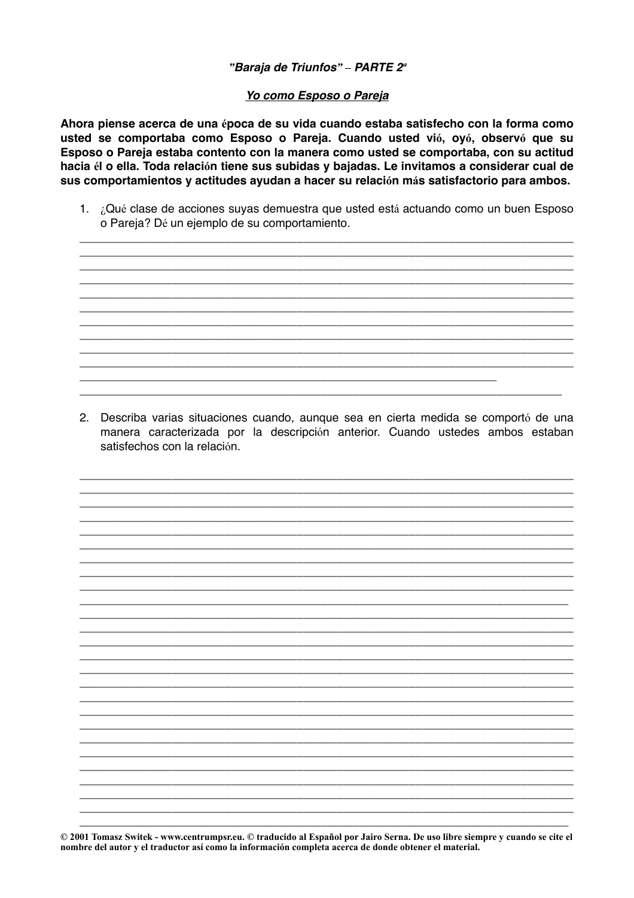***"Baraja de Triunfos" – PARTE 2ª***

***<u>Yo como Esposo o Pareja</u>***

**Ahora piense acerca de una época de su vida cuando estaba satisfecho con la forma como usted se comportaba como Esposo o Pareja. Cuando usted vió, oyó, observó que su Esposo o Pareja estaba contento con la manera como usted se comportaba, con su actitud hacia él o ella. Toda relación tiene sus subidas y bajadas. Le invitamos a considerar cual de sus comportamientos y actitudes ayudan a hacer su relación más satisfactorio para ambos.**

1. ¿Qué clase de acciones suyas demuestra que usted está actuando como un buen Esposo o Pareja? Dé un ejemplo de su comportamiento.

________________________________________________________________________________
________________________________________________________________________________
________________________________________________________________________________
________________________________________________________________________________
________________________________________________________________________________
________________________________________________________________________________
________________________________________________________________________________
________________________________________________________________________________
________________________________________________________________________________
________________________________________________________________________________
________________________________________________________________________________
________________________________________________________________________________

2. Describa varias situaciones cuando, aunque sea en cierta medida se comportó de una manera caracterizada por la descripción anterior. Cuando ustedes ambos estaban satisfechos con la relación.

________________________________________________________________________________
________________________________________________________________________________
________________________________________________________________________________
________________________________________________________________________________
________________________________________________________________________________
________________________________________________________________________________
________________________________________________________________________________
________________________________________________________________________________
________________________________________________________________________________
________________________________________________________________________________
________________________________________________________________________________
________________________________________________________________________________
________________________________________________________________________________
________________________________________________________________________________
________________________________________________________________________________
________________________________________________________________________________
________________________________________________________________________________
________________________________________________________________________________
________________________________________________________________________________
________________________________________________________________________________
________________________________________________________________________________
________________________________________________________________________________
________________________________________________________________________________
________________________________________________________________________________
________________________________________________________________________________

**© 2001 Tomasz Switek - www.centrumpsr.eu. © traducido al Español por Jairo Serna. De uso libre siempre y cuando se cite el nombre del autor y el traductor así como la información completa acerca de donde obtener el material.**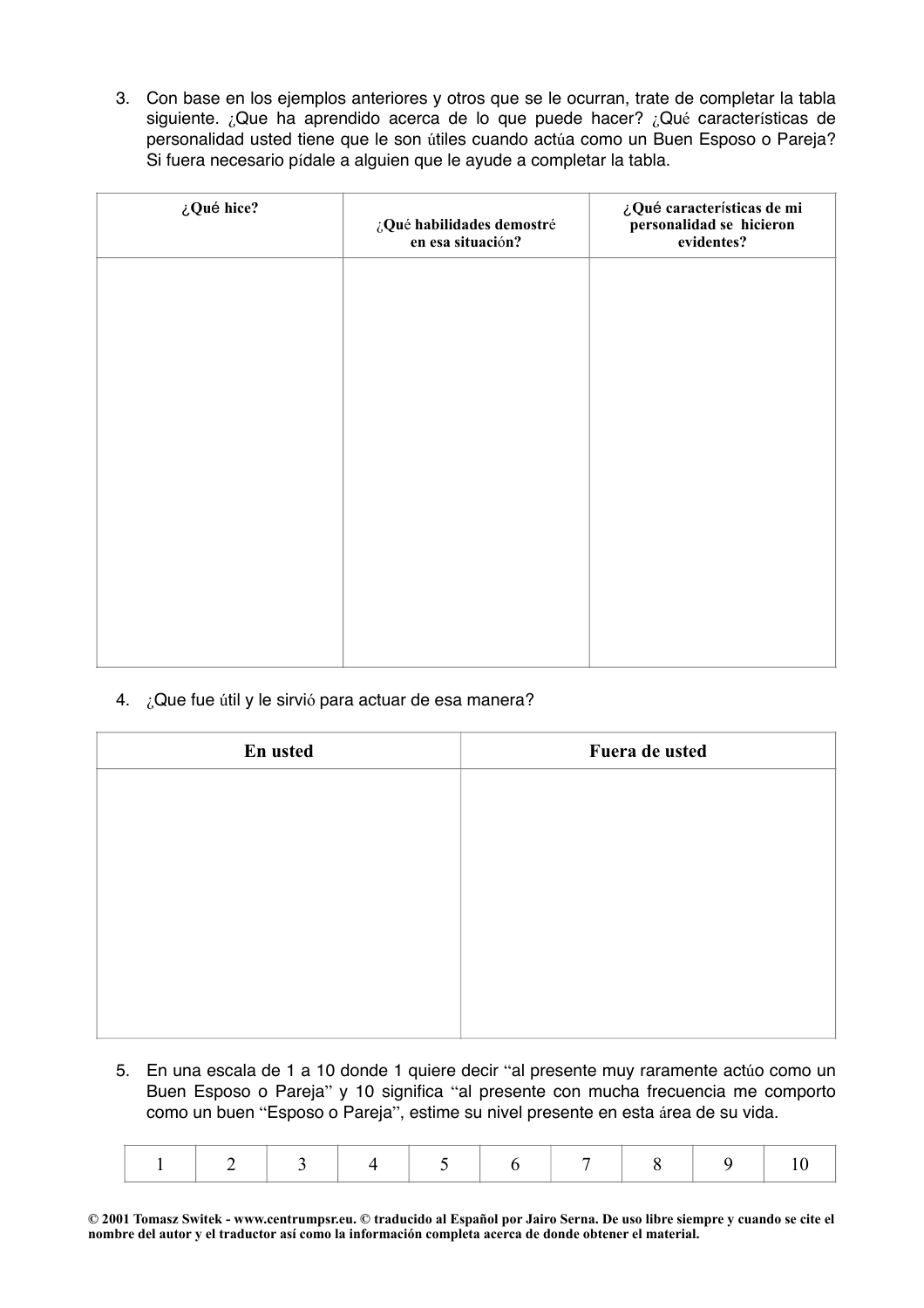3. Con base en los ejemplos anteriores y otros que se le ocurran, trate de completar la tabla siguiente. ¿Que ha aprendido acerca de lo que puede hacer? ¿Qué características de personalidad usted tiene que le son útiles cuando actúa como un Buen Esposo o Pareja? Si fuera necesario pídale a alguien que le ayude a completar la tabla.

| **¿Qué hice?** | **¿Qué habilidades demostré en esa situación?** | **¿Qué características de mi personalidad se hicieron evidentes?** |
|---|---|---|
| | | |

4. ¿Que fue útil y le sirvió para actuar de esa manera?

| **En usted** | **Fuera de usted** |
|---|---|
| | |

5. En una escala de 1 a 10 donde 1 quiere decir "al presente muy raramente actúo como un Buen Esposo o Pareja" y 10 significa "al presente con mucha frecuencia me comporto como un buen "Esposo o Pareja", estime su nivel presente en esta área de su vida.

| 1 | 2 | 3 | 4 | 5 | 6 | 7 | 8 | 9 | 10 |
|---|---|---|---|---|---|---|---|---|---|

**© 2001 Tomasz Switek - www.centrumpsr.eu. © traducido al Español por Jairo Serna. De uso libre siempre y cuando se cite el nombre del autor y el traductor así como la información completa acerca de donde obtener el material.**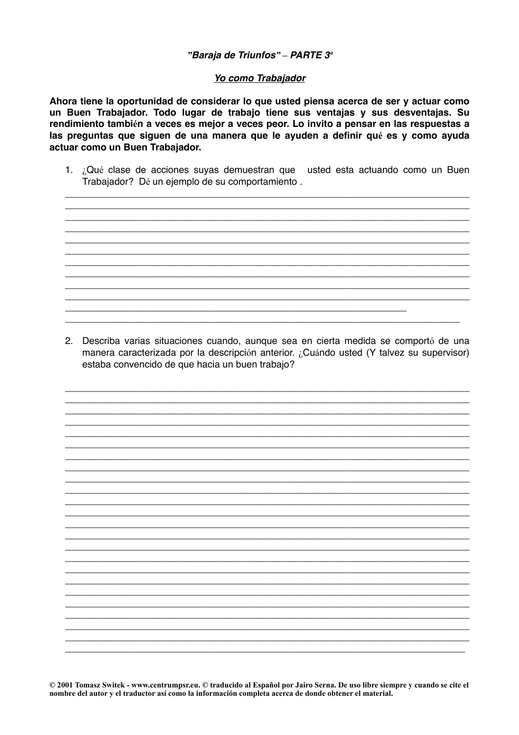***"Baraja de Triunfos" – PARTE 3ª***

***Yo como Trabajador***

**Ahora tiene la oportunidad de considerar lo que usted piensa acerca de ser y actuar como un Buen Trabajador. Todo lugar de trabajo tiene sus ventajas y sus desventajas. Su rendimiento también a veces es mejor a veces peor. Lo invito a pensar en las respuestas a las preguntas que siguen de una manera que le ayuden a definir qué es y como ayuda actuar como un Buen Trabajador.**

1. ¿Qué clase de acciones suyas demuestran que usted esta actuando como un Buen Trabajador? Dé un ejemplo de su comportamiento .

___________________________________________________________________________
___________________________________________________________________________
___________________________________________________________________________
___________________________________________________________________________
___________________________________________________________________________
___________________________________________________________________________
___________________________________________________________________________
___________________________________________________________________________
___________________________________________________________________________
___________________________________________________________________________
___________________________________________________________________________
___________________________________________________________________________

2. Describa varias situaciones cuando, aunque sea en cierta medida se comportó de una manera caracterizada por la descripción anterior. ¿Cuándo usted (Y talvez su supervisor) estaba convencido de que hacia un buen trabajo?

___________________________________________________________________________
___________________________________________________________________________
___________________________________________________________________________
___________________________________________________________________________
___________________________________________________________________________
___________________________________________________________________________
___________________________________________________________________________
___________________________________________________________________________
___________________________________________________________________________
___________________________________________________________________________
___________________________________________________________________________
___________________________________________________________________________
___________________________________________________________________________
___________________________________________________________________________
___________________________________________________________________________
___________________________________________________________________________
___________________________________________________________________________
___________________________________________________________________________
___________________________________________________________________________
___________________________________________________________________________
___________________________________________________________________________
___________________________________________________________________________
___________________________________________________________________________
___________________________________________________________________________

**© 2001 Tomasz Switek - www.centrumpsr.eu. © traducido al Español por Jairo Serna. De uso libre siempre y cuando se cite el nombre del autor y el traductor así como la información completa acerca de donde obtener el material.**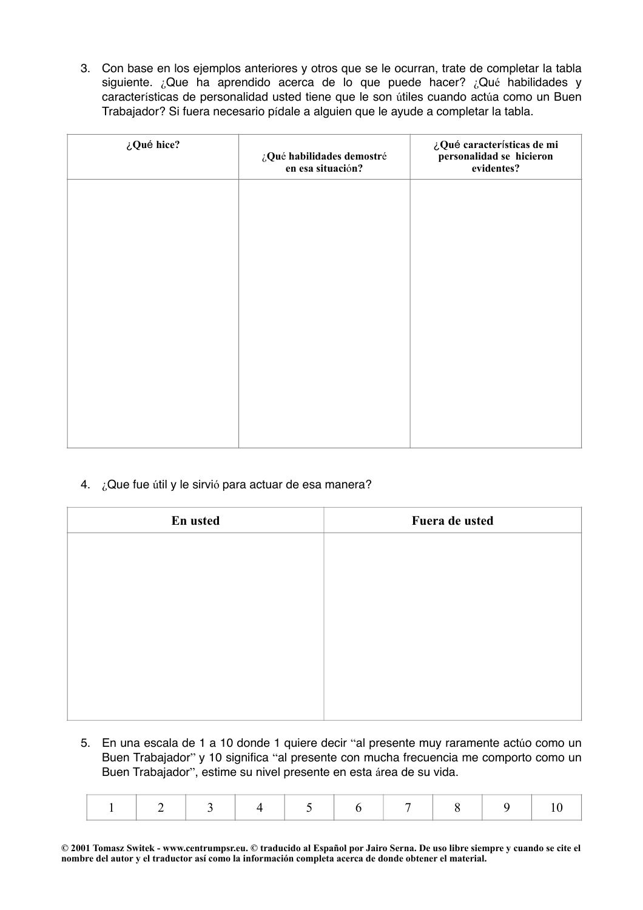3. Con base en los ejemplos anteriores y otros que se le ocurran, trate de completar la tabla siguiente. ¿Que ha aprendido acerca de lo que puede hacer? ¿Qué habilidades y características de personalidad usted tiene que le son útiles cuando actúa como un Buen Trabajador? Si fuera necesario pídale a alguien que le ayude a completar la tabla.

| **¿Qué hice?** | **¿Qué habilidades demostré en esa situación?** | **¿Qué características de mi personalidad se hicieron evidentes?** |
|---|---|---|
| | | |

4. ¿Que fue útil y le sirvió para actuar de esa manera?

| **En usted** | **Fuera de usted** |
|---|---|
| | |

5. En una escala de 1 a 10 donde 1 quiere decir "al presente muy raramente actúo como un Buen Trabajador" y 10 significa "al presente con mucha frecuencia me comporto como un Buen Trabajador", estime su nivel presente en esta área de su vida.

| 1 | 2 | 3 | 4 | 5 | 6 | 7 | 8 | 9 | 10 |
|---|---|---|---|---|---|---|---|---|---|

**© 2001 Tomasz Switek - www.centrumpsr.eu. © traducido al Español por Jairo Serna. De uso libre siempre y cuando se cite el nombre del autor y el traductor así como la información completa acerca de donde obtener el material.**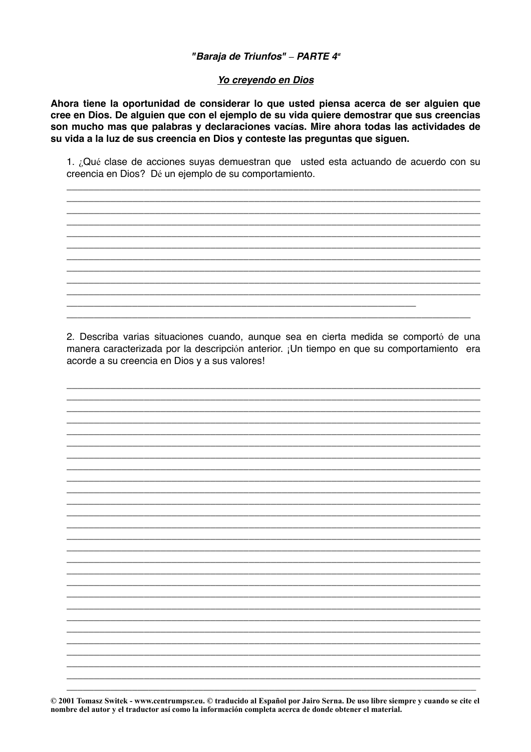***"Baraja de Triunfos" – PARTE 4ª***

***<u>Yo creyendo en Dios</u>***

**Ahora tiene la oportunidad de considerar lo que usted piensa acerca de ser alguien que cree en Dios. De alguien que con el ejemplo de su vida quiere demostrar que sus creencias son mucho mas que palabras y declaraciones vacías. Mire ahora todas las actividades de su vida a la luz de sus creencia en Dios y conteste las preguntas que siguen.**

1. ¿Qué clase de acciones suyas demuestran que usted esta actuando de acuerdo con su creencia en Dios? Dé un ejemplo de su comportamiento.

______________________________________________________________________________
______________________________________________________________________________
______________________________________________________________________________
______________________________________________________________________________
______________________________________________________________________________
______________________________________________________________________________
______________________________________________________________________________
______________________________________________________________________________
______________________________________________________________________________
______________________________________________________________________________
_________________________________________________________________
___________________________________________________________________________

2. Describa varias situaciones cuando, aunque sea en cierta medida se comportó de una manera caracterizada por la descripción anterior. ¡Un tiempo en que su comportamiento era acorde a su creencia en Dios y a sus valores!

______________________________________________________________________________
______________________________________________________________________________
______________________________________________________________________________
______________________________________________________________________________
______________________________________________________________________________
______________________________________________________________________________
______________________________________________________________________________
______________________________________________________________________________
______________________________________________________________________________
______________________________________________________________________________
______________________________________________________________________________
______________________________________________________________________________
______________________________________________________________________________
______________________________________________________________________________
______________________________________________________________________________
______________________________________________________________________________
______________________________________________________________________________
______________________________________________________________________________
______________________________________________________________________________
______________________________________________________________________________
______________________________________________________________________________
______________________________________________________________________________
______________________________________________________________________________
______________________________________________________________________________
______________________________________________________________________________
______________________________________________________________________________
_____________________________________________________________________________

**© 2001 Tomasz Switek - www.centrumpsr.eu. © traducido al Español por Jairo Serna. De uso libre siempre y cuando se cite el nombre del autor y el traductor así como la información completa acerca de donde obtener el material.**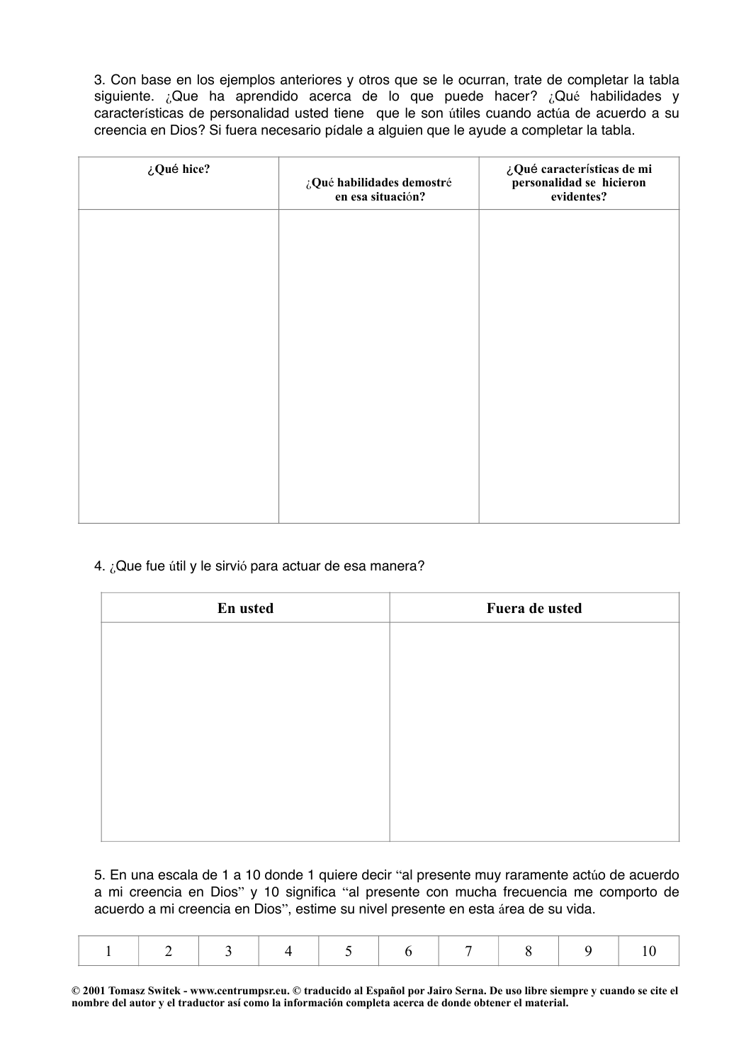3. Con base en los ejemplos anteriores y otros que se le ocurran, trate de completar la tabla siguiente. ¿Que ha aprendido acerca de lo que puede hacer? ¿Qué habilidades y características de personalidad usted tiene que le son útiles cuando actúa de acuerdo a su creencia en Dios? Si fuera necesario pídale a alguien que le ayude a completar la tabla.

| **¿Qué hice?** | **¿Qué habilidades demostré en esa situación?** | **¿Qué características de mi personalidad se hicieron evidentes?** |
| --- | --- | --- |
| | | |

4. ¿Que fue útil y le sirvió para actuar de esa manera?

| **En usted** | **Fuera de usted** |
| --- | --- |
| | |

5. En una escala de 1 a 10 donde 1 quiere decir "al presente muy raramente actúo de acuerdo a mi creencia en Dios" y 10 significa "al presente con mucha frecuencia me comporto de acuerdo a mi creencia en Dios", estime su nivel presente en esta área de su vida.

| 1 | 2 | 3 | 4 | 5 | 6 | 7 | 8 | 9 | 10 |
| --- | --- | --- | --- | --- | --- | --- | --- | --- | --- |

**© 2001 Tomasz Switek - www.centrumpsr.eu. © traducido al Español por Jairo Serna. De uso libre siempre y cuando se cite el nombre del autor y el traductor así como la información completa acerca de donde obtener el material.**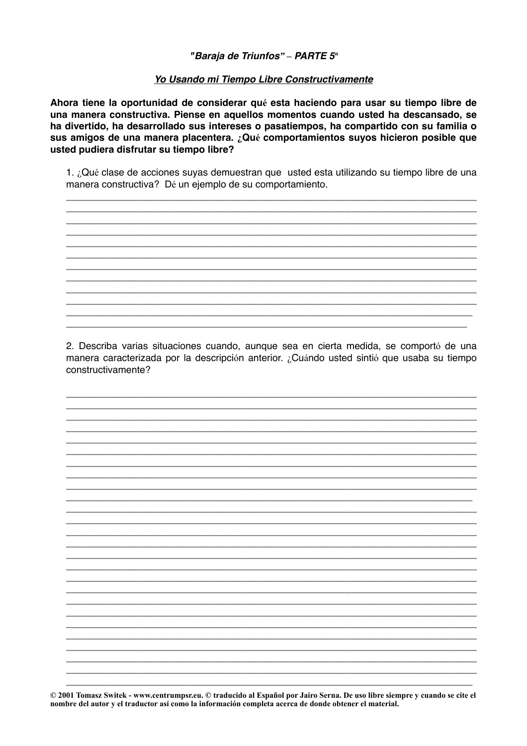***"Baraja de Triunfos" – PARTE 5ª***

***<u>Yo Usando mi Tiempo Libre Constructivamente</u>***

**Ahora tiene la oportunidad de considerar qué esta haciendo para usar su tiempo libre de una manera constructiva. Piense en aquellos momentos cuando usted ha descansado, se ha divertido, ha desarrollado sus intereses o pasatiempos, ha compartido con su familia o sus amigos de una manera placentera. ¿Qué comportamientos suyos hicieron posible que usted pudiera disfrutar su tiempo libre?**

1. ¿Qué clase de acciones suyas demuestran que usted esta utilizando su tiempo libre de una manera constructiva? Dé un ejemplo de su comportamiento.

______________________________________________________________________________
______________________________________________________________________________
______________________________________________________________________________
______________________________________________________________________________
______________________________________________________________________________
______________________________________________________________________________
______________________________________________________________________________
______________________________________________________________________________
______________________________________________________________________________
______________________________________________________________________________
______________________________________________________________________________
______________________________________________________________________________

2. Describa varias situaciones cuando, aunque sea en cierta medida, se comportó de una manera caracterizada por la descripción anterior. ¿Cuándo usted sintió que usaba su tiempo constructivamente?

______________________________________________________________________________
______________________________________________________________________________
______________________________________________________________________________
______________________________________________________________________________
______________________________________________________________________________
______________________________________________________________________________
______________________________________________________________________________
______________________________________________________________________________
______________________________________________________________________________
______________________________________________________________________________
______________________________________________________________________________
______________________________________________________________________________
______________________________________________________________________________
______________________________________________________________________________
______________________________________________________________________________
______________________________________________________________________________
______________________________________________________________________________
______________________________________________________________________________
______________________________________________________________________________
______________________________________________________________________________
______________________________________________________________________________
______________________________________________________________________________
______________________________________________________________________________
______________________________________________________________________________
______________________________________________________________________________

**© 2001 Tomasz Switek - www.centrumpsr.eu. © traducido al Español por Jairo Serna. De uso libre siempre y cuando se cite el nombre del autor y el traductor así como la información completa acerca de donde obtener el material.**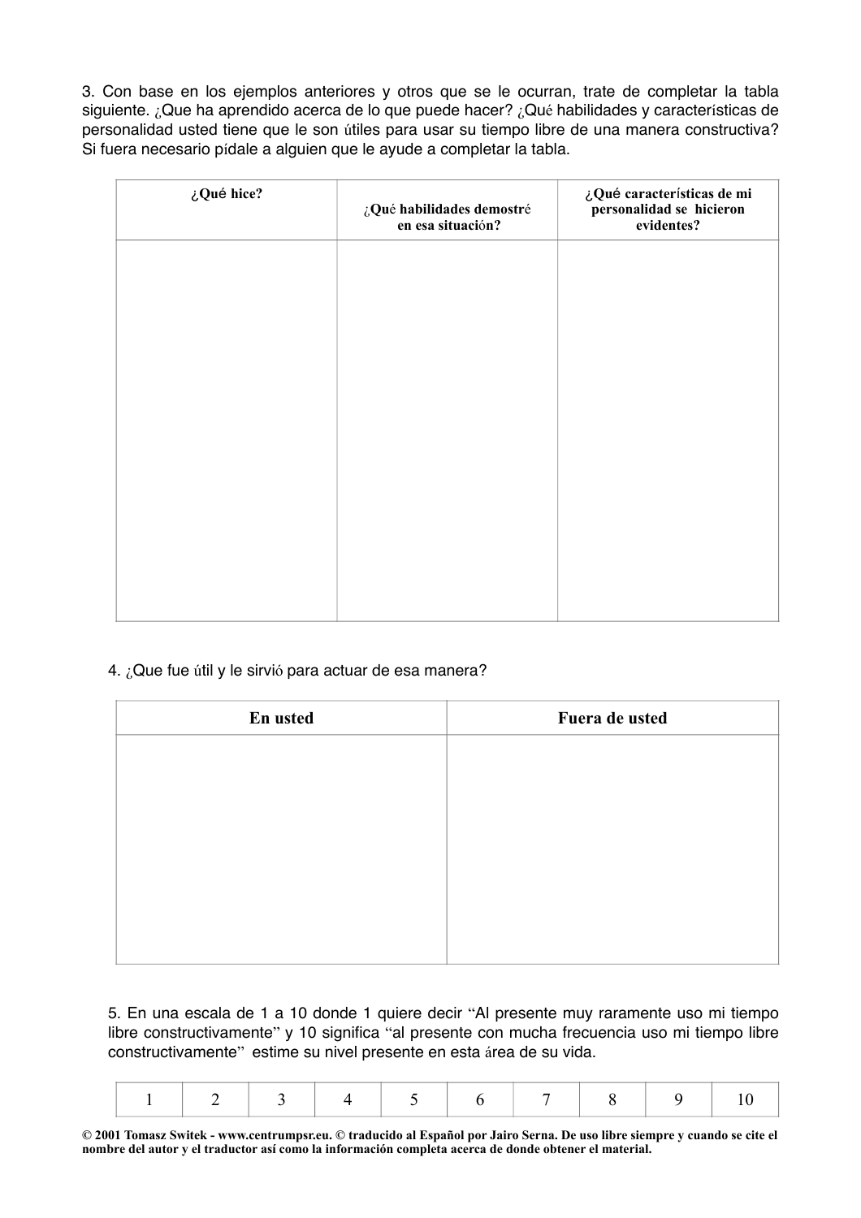3. Con base en los ejemplos anteriores y otros que se le ocurran, trate de completar la tabla siguiente. ¿Que ha aprendido acerca de lo que puede hacer? ¿Qué habilidades y características de personalidad usted tiene que le son útiles para usar su tiempo libre de una manera constructiva? Si fuera necesario pídale a alguien que le ayude a completar la tabla.

| ¿Qué hice? | ¿Qué habilidades demostré en esa situación? | ¿Qué características de mi personalidad se hicieron evidentes? |
| --- | --- | --- |
| | | |

4. ¿Que fue útil y le sirvió para actuar de esa manera?

| En usted | Fuera de usted |
| --- | --- |
| | |

5. En una escala de 1 a 10 donde 1 quiere decir "Al presente muy raramente uso mi tiempo libre constructivamente" y 10 significa "al presente con mucha frecuencia uso mi tiempo libre constructivamente" estime su nivel presente en esta área de su vida.

| 1 | 2 | 3 | 4 | 5 | 6 | 7 | 8 | 9 | 10 |
| --- | --- | --- | --- | --- | --- | --- | --- | --- | --- |

**© 2001 Tomasz Switek - www.centrumpsr.eu. © traducido al Español por Jairo Serna. De uso libre siempre y cuando se cite el nombre del autor y el traductor así como la información completa acerca de donde obtener el material.**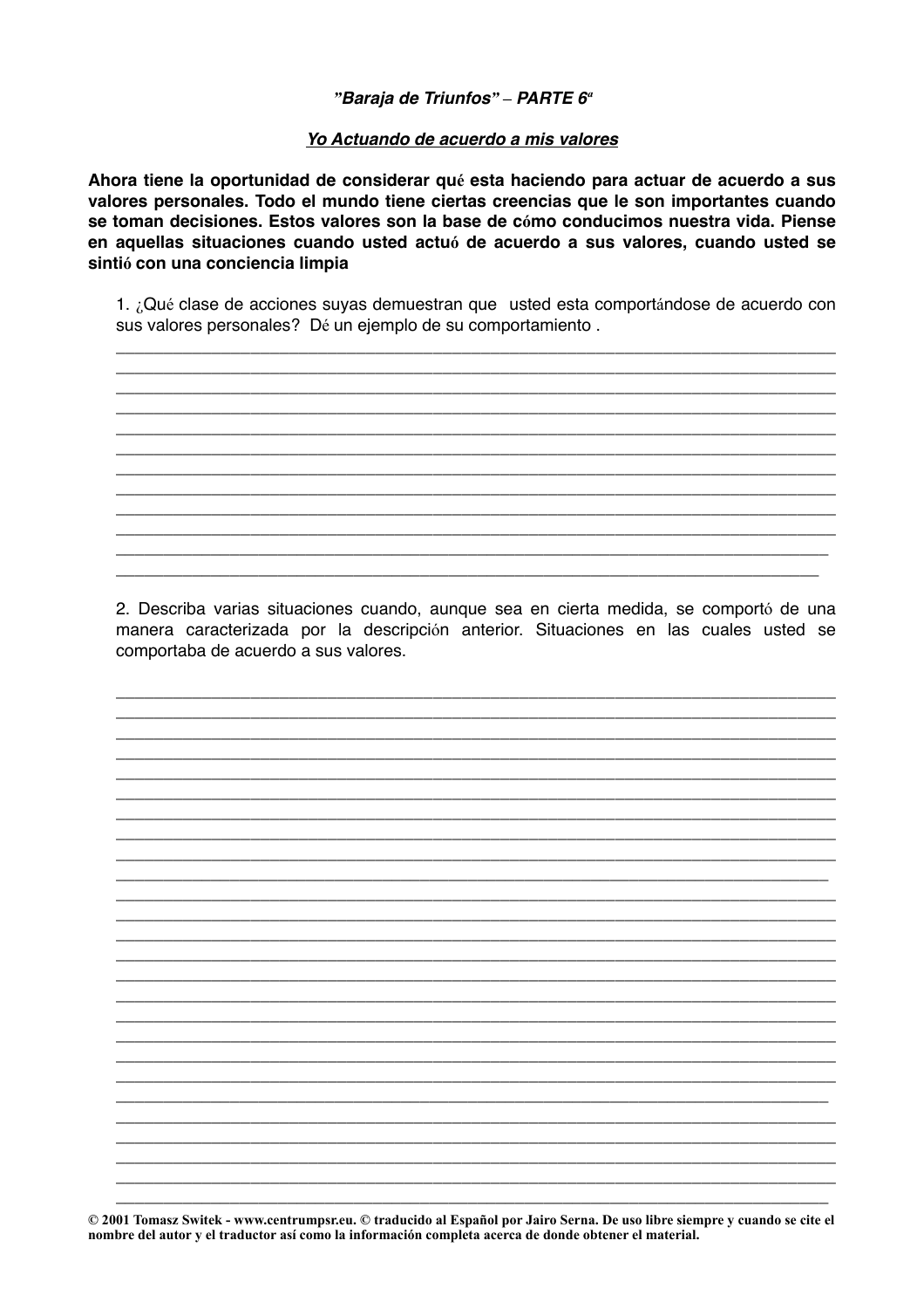*"Baraja de Triunfos" – PARTE 6ª*

***Yo Actuando de acuerdo a mis valores***

**Ahora tiene la oportunidad de considerar qué esta haciendo para actuar de acuerdo a sus valores personales. Todo el mundo tiene ciertas creencias que le son importantes cuando se toman decisiones. Estos valores son la base de cómo conducimos nuestra vida. Piense en aquellas situaciones cuando usted actuó de acuerdo a sus valores, cuando usted se sintió con una conciencia limpia**

1. ¿Qué clase de acciones suyas demuestran que usted esta comportándose de acuerdo con sus valores personales? Dé un ejemplo de su comportamiento .

______________________________________________________________________________
______________________________________________________________________________
______________________________________________________________________________
______________________________________________________________________________
______________________________________________________________________________
______________________________________________________________________________
______________________________________________________________________________
______________________________________________________________________________
______________________________________________________________________________
______________________________________________________________________________
______________________________________________________________________________
______________________________________________________________________________

2. Describa varias situaciones cuando, aunque sea en cierta medida, se comportó de una manera caracterizada por la descripción anterior. Situaciones en las cuales usted se comportaba de acuerdo a sus valores.

______________________________________________________________________________
______________________________________________________________________________
______________________________________________________________________________
______________________________________________________________________________
______________________________________________________________________________
______________________________________________________________________________
______________________________________________________________________________
______________________________________________________________________________
______________________________________________________________________________
______________________________________________________________________________
______________________________________________________________________________
______________________________________________________________________________
______________________________________________________________________________
______________________________________________________________________________
______________________________________________________________________________
______________________________________________________________________________
______________________________________________________________________________
______________________________________________________________________________
______________________________________________________________________________
______________________________________________________________________________
______________________________________________________________________________
______________________________________________________________________________
______________________________________________________________________________
______________________________________________________________________________
______________________________________________________________________________
______________________________________________________________________________

**© 2001 Tomasz Switek - www.centrumpsr.eu. © traducido al Español por Jairo Serna. De uso libre siempre y cuando se cite el nombre del autor y el traductor así como la información completa acerca de donde obtener el material.**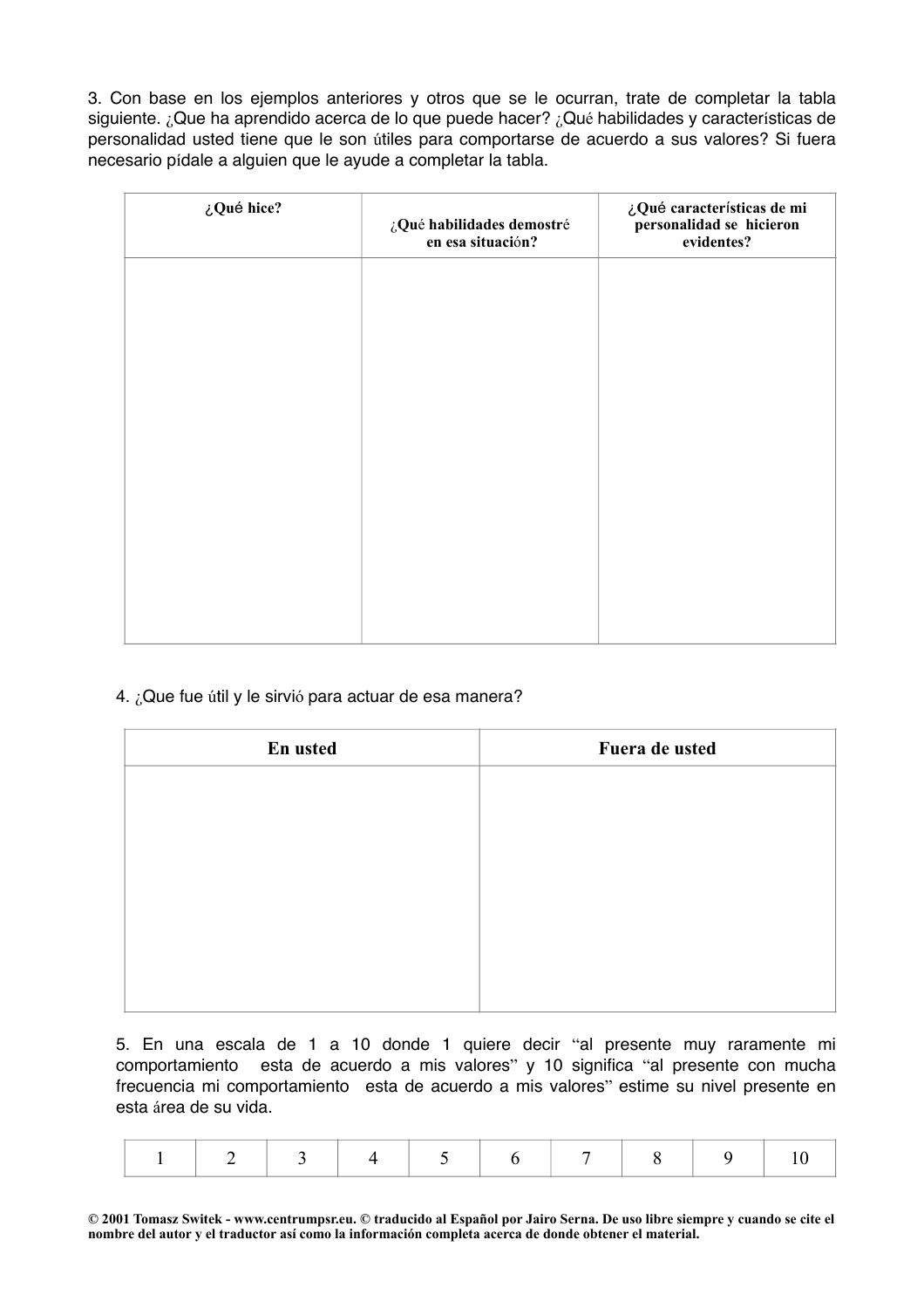3. Con base en los ejemplos anteriores y otros que se le ocurran, trate de completar la tabla siguiente. ¿Que ha aprendido acerca de lo que puede hacer? ¿Qué habilidades y características de personalidad usted tiene que le son útiles para comportarse de acuerdo a sus valores? Si fuera necesario pídale a alguien que le ayude a completar la tabla.

| ¿Qué hice? | ¿Qué habilidades demostré en esa situación? | ¿Qué características de mi personalidad se hicieron evidentes? |
|---|---|---|
| | | |

4. ¿Que fue útil y le sirvió para actuar de esa manera?

| En usted | Fuera de usted |
|---|---|
| | |

5. En una escala de 1 a 10 donde 1 quiere decir "al presente muy raramente mi comportamiento esta de acuerdo a mis valores" y 10 significa "al presente con mucha frecuencia mi comportamiento esta de acuerdo a mis valores" estime su nivel presente en esta área de su vida.

| 1 | 2 | 3 | 4 | 5 | 6 | 7 | 8 | 9 | 10 |
|---|---|---|---|---|---|---|---|---|---|

**© 2001 Tomasz Switek - www.centrumpsr.eu. © traducido al Español por Jairo Serna. De uso libre siempre y cuando se cite el nombre del autor y el traductor así como la información completa acerca de donde obtener el material.**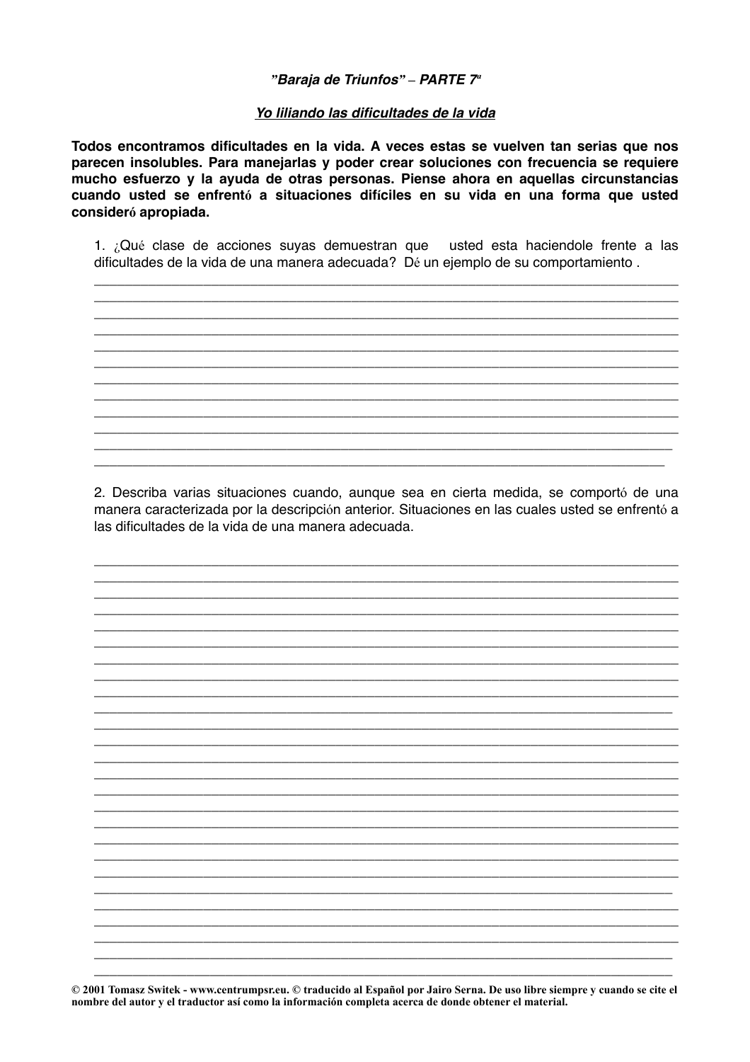***"Baraja de Triunfos" – PARTE 7ª***

***Yo liliando las dificultades de la vida***

**Todos encontramos dificultades en la vida. A veces estas se vuelven tan serias que nos parecen insolubles. Para manejarlas y poder crear soluciones con frecuencia se requiere mucho esfuerzo y la ayuda de otras personas. Piense ahora en aquellas circunstancias cuando usted se enfrentó a situaciones difíciles en su vida en una forma que usted consideró apropiada.**

1. ¿Qué clase de acciones suyas demuestran que usted esta haciendole frente a las dificultades de la vida de una manera adecuada? Dé un ejemplo de su comportamiento .

______________________________________________________________________________
______________________________________________________________________________
______________________________________________________________________________
______________________________________________________________________________
______________________________________________________________________________
______________________________________________________________________________
______________________________________________________________________________
______________________________________________________________________________
______________________________________________________________________________
______________________________________________________________________________
______________________________________________________________________________
______________________________________________________________________________

2. Describa varias situaciones cuando, aunque sea en cierta medida, se comportó de una manera caracterizada por la descripción anterior. Situaciones en las cuales usted se enfrentó a las dificultades de la vida de una manera adecuada.

______________________________________________________________________________
______________________________________________________________________________
______________________________________________________________________________
______________________________________________________________________________
______________________________________________________________________________
______________________________________________________________________________
______________________________________________________________________________
______________________________________________________________________________
______________________________________________________________________________
______________________________________________________________________________
______________________________________________________________________________
______________________________________________________________________________
______________________________________________________________________________
______________________________________________________________________________
______________________________________________________________________________
______________________________________________________________________________
______________________________________________________________________________
______________________________________________________________________________
______________________________________________________________________________
______________________________________________________________________________
______________________________________________________________________________
______________________________________________________________________________
______________________________________________________________________________
______________________________________________________________________________
______________________________________________________________________________

**© 2001 Tomasz Switek - www.centrumpsr.eu. © traducido al Español por Jairo Serna. De uso libre siempre y cuando se cite el nombre del autor y el traductor así como la información completa acerca de donde obtener el material.**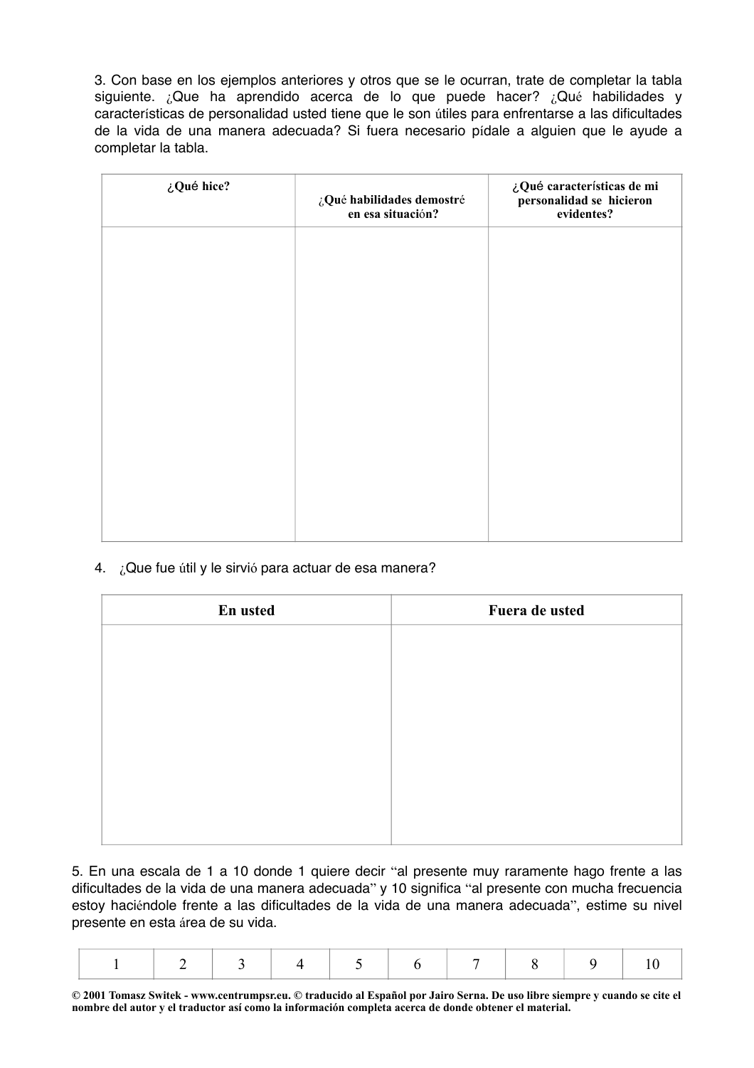3. Con base en los ejemplos anteriores y otros que se le ocurran, trate de completar la tabla siguiente. ¿Que ha aprendido acerca de lo que puede hacer? ¿Qué habilidades y características de personalidad usted tiene que le son útiles para enfrentarse a las dificultades de la vida de una manera adecuada? Si fuera necesario pídale a alguien que le ayude a completar la tabla.

| **¿Qué hice?** | **¿Qué habilidades demostré en esa situación?** | **¿Qué características de mi personalidad se hicieron evidentes?** |
|---|---|---|
| | | |

4. ¿Que fue útil y le sirvió para actuar de esa manera?

| **En usted** | **Fuera de usted** |
|---|---|
| | |

5. En una escala de 1 a 10 donde 1 quiere decir "al presente muy raramente hago frente a las dificultades de la vida de una manera adecuada" y 10 significa "al presente con mucha frecuencia estoy haciéndole frente a las dificultades de la vida de una manera adecuada", estime su nivel presente en esta área de su vida.

| 1 | 2 | 3 | 4 | 5 | 6 | 7 | 8 | 9 | 10 |
|---|---|---|---|---|---|---|---|---|---|

**© 2001 Tomasz Switek - www.centrumpsr.eu. © traducido al Español por Jairo Serna. De uso libre siempre y cuando se cite el nombre del autor y el traductor así como la información completa acerca de donde obtener el material.**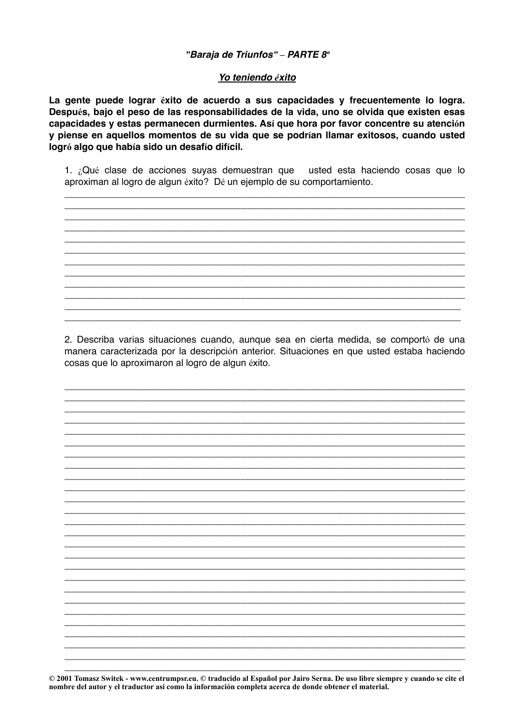***"Baraja de Triunfos" – PARTE 8ª***

***<u>Yo teniendo éxito</u>***

**La gente puede lograr éxito de acuerdo a sus capacidades y frecuentemente lo logra. Después, bajo el peso de las responsabilidades de la vida, uno se olvida que existen esas capacidades y estas permanecen durmientes. Así que hora por favor concentre su atención y piense en aquellos momentos de su vida que se podrían llamar exitosos, cuando usted logró algo que había sido un desafío difícil.**

1. ¿Qué clase de acciones suyas demuestran que usted esta haciendo cosas que lo aproximan al logro de algun éxito? Dé un ejemplo de su comportamiento.

______________________________________________________________________________
______________________________________________________________________________
______________________________________________________________________________
______________________________________________________________________________
______________________________________________________________________________
______________________________________________________________________________
______________________________________________________________________________
______________________________________________________________________________
______________________________________________________________________________
______________________________________________________________________________
______________________________________________________________________________
______________________________________________________________________________

2. Describa varias situaciones cuando, aunque sea en cierta medida, se comportó de una manera caracterizada por la descripción anterior. Situaciones en que usted estaba haciendo cosas que lo aproximaron al logro de algun éxito.

______________________________________________________________________________
______________________________________________________________________________
______________________________________________________________________________
______________________________________________________________________________
______________________________________________________________________________
______________________________________________________________________________
______________________________________________________________________________
______________________________________________________________________________
______________________________________________________________________________
______________________________________________________________________________
______________________________________________________________________________
______________________________________________________________________________
______________________________________________________________________________
______________________________________________________________________________
______________________________________________________________________________
______________________________________________________________________________
______________________________________________________________________________
______________________________________________________________________________
______________________________________________________________________________
______________________________________________________________________________
______________________________________________________________________________
______________________________________________________________________________
______________________________________________________________________________
______________________________________________________________________________
______________________________________________________________________________
______________________________________________________________________________

**© 2001 Tomasz Switek - www.centrumpsr.eu. © traducido al Español por Jairo Serna. De uso libre siempre y cuando se cite el nombre del autor y el traductor así como la información completa acerca de donde obtener el material.**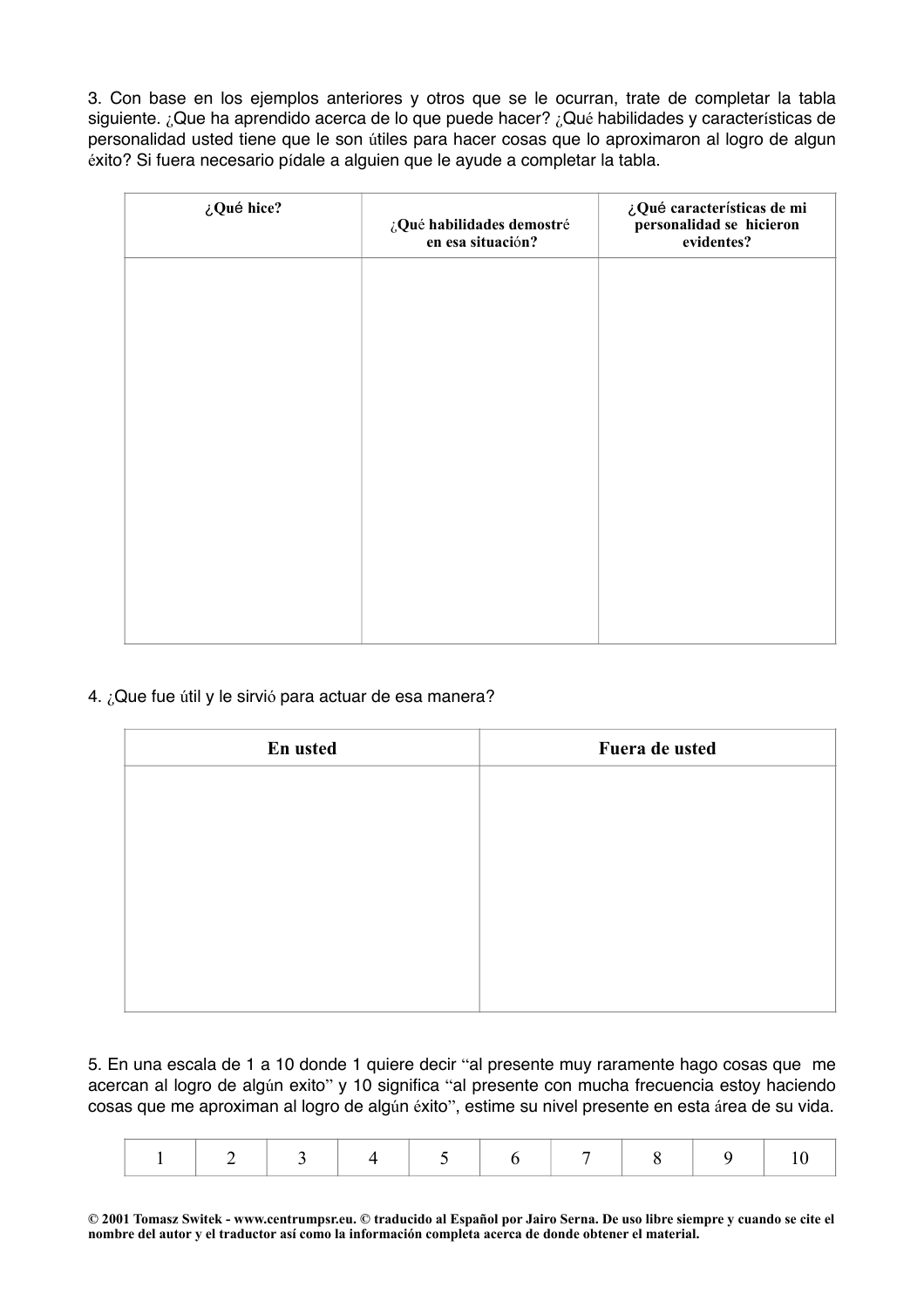3. Con base en los ejemplos anteriores y otros que se le ocurran, trate de completar la tabla siguiente. ¿Que ha aprendido acerca de lo que puede hacer? ¿Qué habilidades y características de personalidad usted tiene que le son útiles para hacer cosas que lo aproximaron al logro de algun éxito? Si fuera necesario pídale a alguien que le ayude a completar la tabla.

| **¿Qué hice?** | **¿Qué habilidades demostré en esa situación?** | **¿Qué características de mi personalidad se hicieron evidentes?** |
| --- | --- | --- |
| | | |

4. ¿Que fue útil y le sirvió para actuar de esa manera?

| **En usted** | **Fuera de usted** |
| --- | --- |
| | |

5. En una escala de 1 a 10 donde 1 quiere decir "al presente muy raramente hago cosas que me acercan al logro de algún exito" y 10 significa "al presente con mucha frecuencia estoy haciendo cosas que me aproximan al logro de algún éxito", estime su nivel presente en esta área de su vida.

| 1 | 2 | 3 | 4 | 5 | 6 | 7 | 8 | 9 | 10 |
| --- | --- | --- | --- | --- | --- | --- | --- | --- | --- |

**© 2001 Tomasz Switek - www.centrumpsr.eu. © traducido al Español por Jairo Serna. De uso libre siempre y cuando se cite el nombre del autor y el traductor así como la información completa acerca de donde obtener el material.**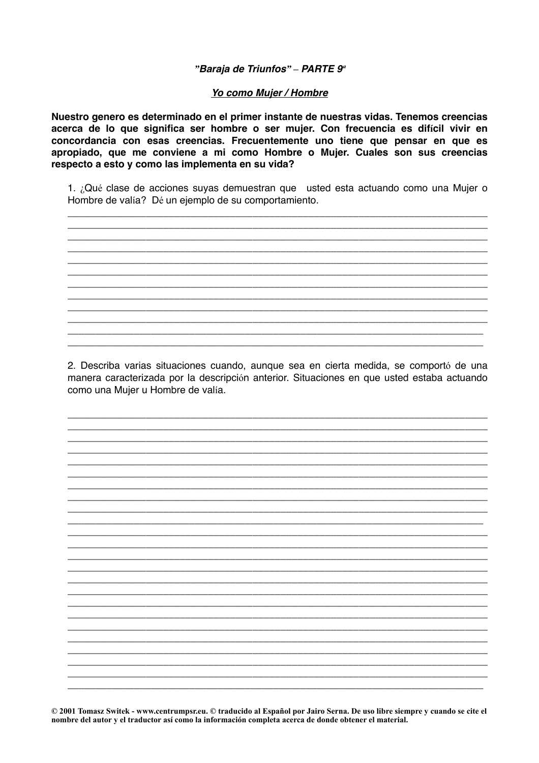***"Baraja de Triunfos" – PARTE 9ª***

***Yo como Mujer / Hombre***

**Nuestro genero es determinado en el primer instante de nuestras vidas. Tenemos creencias acerca de lo que significa ser hombre o ser mujer. Con frecuencia es difícil vivir en concordancia con esas creencias. Frecuentemente uno tiene que pensar en que es apropiado, que me conviene a mi como Hombre o Mujer. Cuales son sus creencias respecto a esto y como las implementa en su vida?**

1. ¿Qué clase de acciones suyas demuestran que usted esta actuando como una Mujer o Hombre de valía? Dé un ejemplo de su comportamiento.

______________________________________________________________________________
______________________________________________________________________________
______________________________________________________________________________
______________________________________________________________________________
______________________________________________________________________________
______________________________________________________________________________
______________________________________________________________________________
______________________________________________________________________________
______________________________________________________________________________
______________________________________________________________________________
______________________________________________________________________________
______________________________________________________________________________

2. Describa varias situaciones cuando, aunque sea en cierta medida, se comportó de una manera caracterizada por la descripción anterior. Situaciones en que usted estaba actuando como una Mujer u Hombre de valía.

______________________________________________________________________________
______________________________________________________________________________
______________________________________________________________________________
______________________________________________________________________________
______________________________________________________________________________
______________________________________________________________________________
______________________________________________________________________________
______________________________________________________________________________
______________________________________________________________________________
______________________________________________________________________________
______________________________________________________________________________
______________________________________________________________________________
______________________________________________________________________________
______________________________________________________________________________
______________________________________________________________________________
______________________________________________________________________________
______________________________________________________________________________
______________________________________________________________________________
______________________________________________________________________________
______________________________________________________________________________
______________________________________________________________________________
______________________________________________________________________________
______________________________________________________________________________
______________________________________________________________________________

**© 2001 Tomasz Switek - www.centrumpsr.eu. © traducido al Español por Jairo Serna. De uso libre siempre y cuando se cite el nombre del autor y el traductor así como la información completa acerca de donde obtener el material.**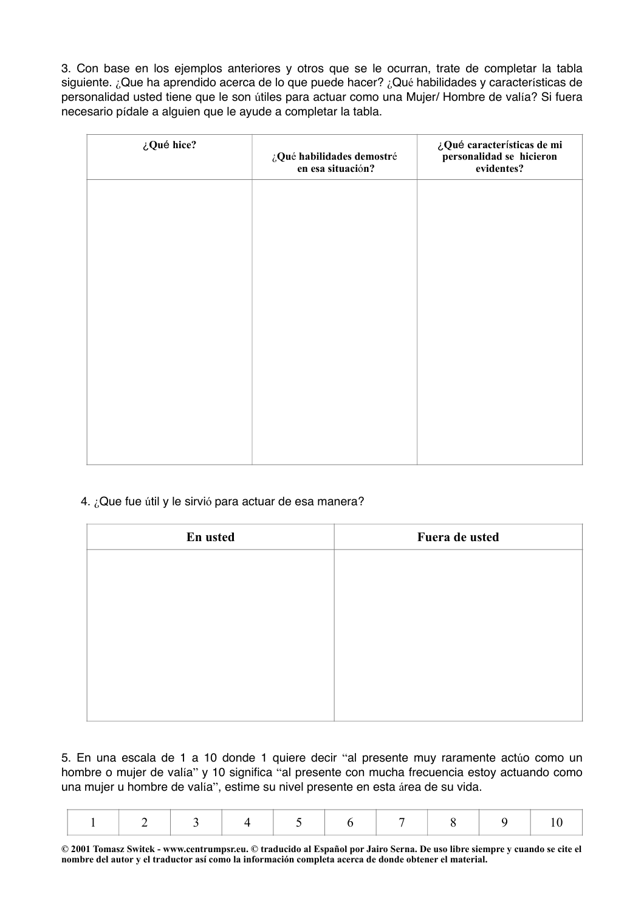3. Con base en los ejemplos anteriores y otros que se le ocurran, trate de completar la tabla siguiente. ¿Que ha aprendido acerca de lo que puede hacer? ¿Qué habilidades y características de personalidad usted tiene que le son útiles para actuar como una Mujer/ Hombre de valía? Si fuera necesario pídale a alguien que le ayude a completar la tabla.

| ¿Qué hice? | ¿Qué habilidades demostré en esa situación? | ¿Qué características de mi personalidad se hicieron evidentes? |
|---|---|---|
| | | |

4. ¿Que fue útil y le sirvió para actuar de esa manera?

| En usted | Fuera de usted |
|---|---|
| | |

5. En una escala de 1 a 10 donde 1 quiere decir "al presente muy raramente actúo como un hombre o mujer de valía" y 10 significa "al presente con mucha frecuencia estoy actuando como una mujer u hombre de valía", estime su nivel presente en esta área de su vida.

| 1 | 2 | 3 | 4 | 5 | 6 | 7 | 8 | 9 | 10 |
|---|---|---|---|---|---|---|---|---|---|

**© 2001 Tomasz Switek - www.centrumpsr.eu. © traducido al Español por Jairo Serna. De uso libre siempre y cuando se cite el nombre del autor y el traductor así como la información completa acerca de donde obtener el material.**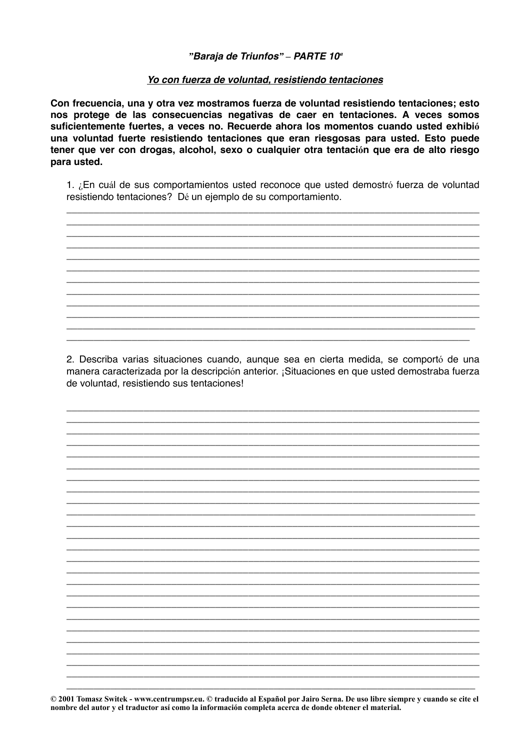**"Baraja de Triunfos" – PARTE 10"**

***Yo con fuerza de voluntad, resistiendo tentaciones***

**Con frecuencia, una y otra vez mostramos fuerza de voluntad resistiendo tentaciones; esto nos protege de las consecuencias negativas de caer en tentaciones. A veces somos suficientemente fuertes, a veces no. Recuerde ahora los momentos cuando usted exhibió una voluntad fuerte resistiendo tentaciones que eran riesgosas para usted. Esto puede tener que ver con drogas, alcohol, sexo o cualquier otra tentación que era de alto riesgo para usted.**

1. ¿En cuál de sus comportamientos usted reconoce que usted demostró fuerza de voluntad resistiendo tentaciones? Dé un ejemplo de su comportamiento.

________________________________________________________________________________
________________________________________________________________________________
________________________________________________________________________________
________________________________________________________________________________
________________________________________________________________________________
________________________________________________________________________________
________________________________________________________________________________
________________________________________________________________________________
________________________________________________________________________________
________________________________________________________________________________
________________________________________________________________________________
________________________________________________________________________________

2. Describa varias situaciones cuando, aunque sea en cierta medida, se comportó de una manera caracterizada por la descripción anterior. ¡Situaciones en que usted demostraba fuerza de voluntad, resistiendo sus tentaciones!

________________________________________________________________________________
________________________________________________________________________________
________________________________________________________________________________
________________________________________________________________________________
________________________________________________________________________________
________________________________________________________________________________
________________________________________________________________________________
________________________________________________________________________________
________________________________________________________________________________
________________________________________________________________________________
________________________________________________________________________________
________________________________________________________________________________
________________________________________________________________________________
________________________________________________________________________________
________________________________________________________________________________
________________________________________________________________________________
________________________________________________________________________________
________________________________________________________________________________
________________________________________________________________________________
________________________________________________________________________________
________________________________________________________________________________
________________________________________________________________________________
________________________________________________________________________________
________________________________________________________________________________
________________________________________________________________________________

**© 2001 Tomasz Switek - www.centrumpsr.eu. © traducido al Español por Jairo Serna. De uso libre siempre y cuando se cite el nombre del autor y el traductor así como la información completa acerca de donde obtener el material.**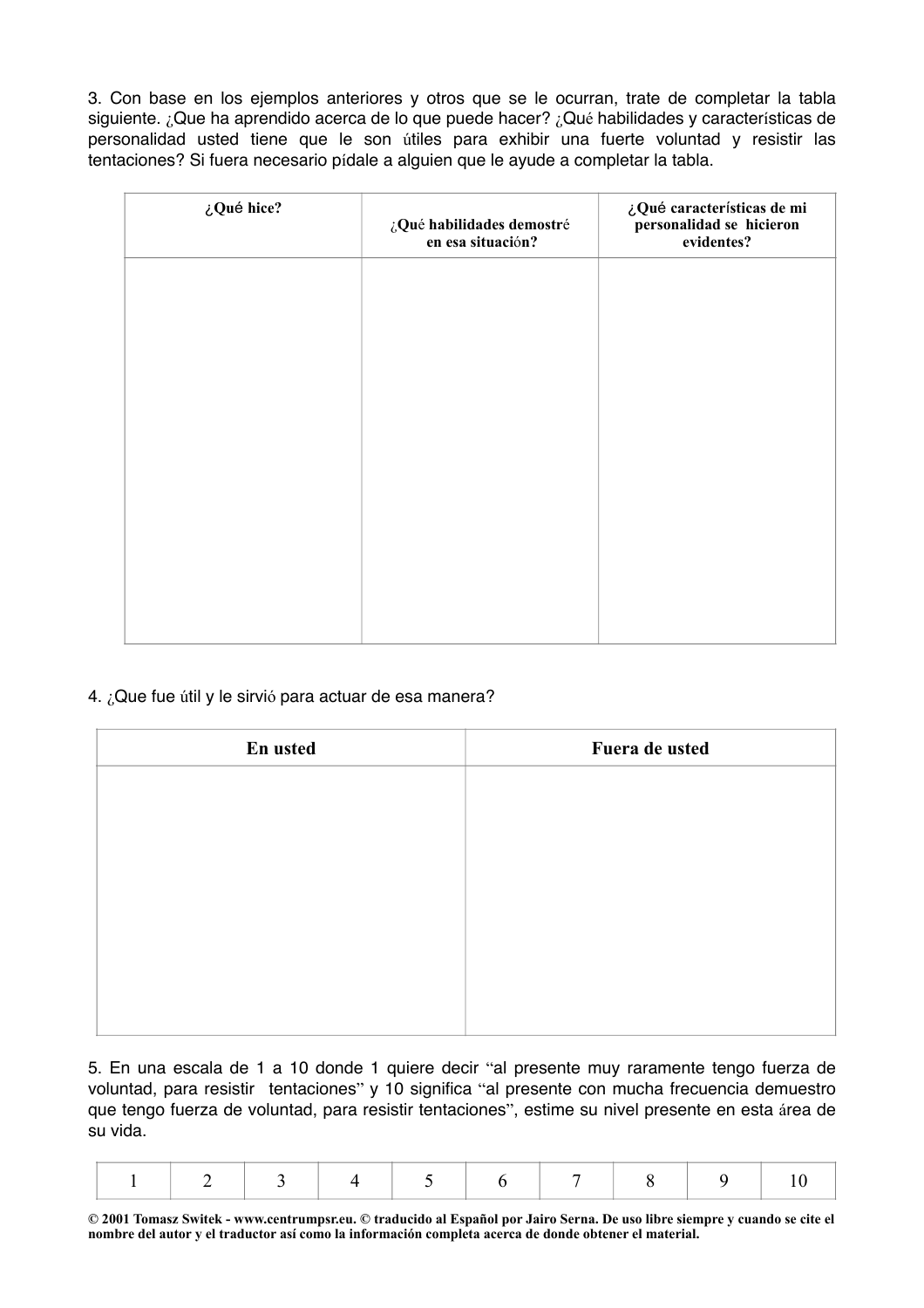3. Con base en los ejemplos anteriores y otros que se le ocurran, trate de completar la tabla siguiente. ¿Que ha aprendido acerca de lo que puede hacer? ¿Qué habilidades y características de personalidad usted tiene que le son útiles para exhibir una fuerte voluntad y resistir las tentaciones? Si fuera necesario pídale a alguien que le ayude a completar la tabla.

| ¿Qué hice? | ¿Qué habilidades demostré en esa situación? | ¿Qué características de mi personalidad se hicieron evidentes? |
|---|---|---|
| | | |

4. ¿Que fue útil y le sirvió para actuar de esa manera?

| En usted | Fuera de usted |
|---|---|
| | |

5. En una escala de 1 a 10 donde 1 quiere decir "al presente muy raramente tengo fuerza de voluntad, para resistir tentaciones" y 10 significa "al presente con mucha frecuencia demuestro que tengo fuerza de voluntad, para resistir tentaciones", estime su nivel presente en esta área de su vida.

| 1 | 2 | 3 | 4 | 5 | 6 | 7 | 8 | 9 | 10 |
|---|---|---|---|---|---|---|---|---|---|

**© 2001 Tomasz Switek - www.centrumpsr.eu. © traducido al Español por Jairo Serna. De uso libre siempre y cuando se cite el nombre del autor y el traductor así como la información completa acerca de donde obtener el material.**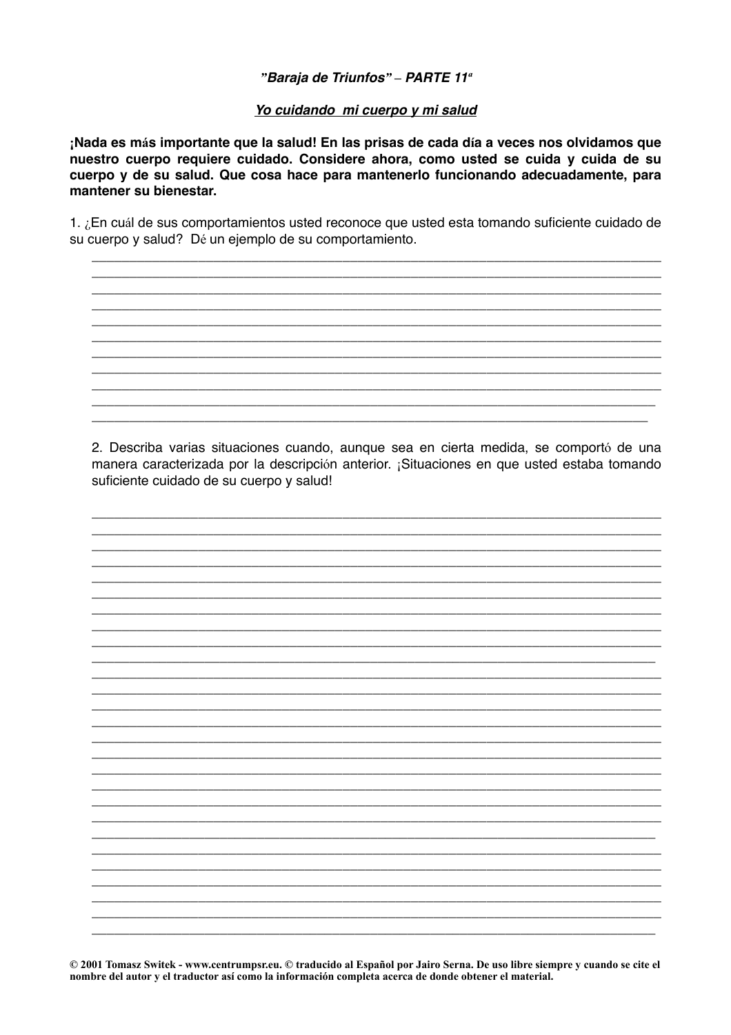***"Baraja de Triunfos" – PARTE 11"***

***Yo cuidando mi cuerpo y mi salud***

**¡Nada es más importante que la salud! En las prisas de cada día a veces nos olvidamos que nuestro cuerpo requiere cuidado. Considere ahora, como usted se cuida y cuida de su cuerpo y de su salud. Que cosa hace para mantenerlo funcionando adecuadamente, para mantener su bienestar.**

1. ¿En cuál de sus comportamientos usted reconoce que usted esta tomando suficiente cuidado de su cuerpo y salud? Dé un ejemplo de su comportamiento.

______________________________________________________________________________
______________________________________________________________________________
______________________________________________________________________________
______________________________________________________________________________
______________________________________________________________________________
______________________________________________________________________________
______________________________________________________________________________
______________________________________________________________________________
______________________________________________________________________________
______________________________________________________________________________
______________________________________________________________________________

2. Describa varias situaciones cuando, aunque sea en cierta medida, se comportó de una manera caracterizada por la descripción anterior. ¡Situaciones en que usted estaba tomando suficiente cuidado de su cuerpo y salud!

______________________________________________________________________________
______________________________________________________________________________
______________________________________________________________________________
______________________________________________________________________________
______________________________________________________________________________
______________________________________________________________________________
______________________________________________________________________________
______________________________________________________________________________
______________________________________________________________________________
______________________________________________________________________________
______________________________________________________________________________
______________________________________________________________________________
______________________________________________________________________________
______________________________________________________________________________
______________________________________________________________________________
______________________________________________________________________________
______________________________________________________________________________
______________________________________________________________________________
______________________________________________________________________________
______________________________________________________________________________
______________________________________________________________________________
______________________________________________________________________________
______________________________________________________________________________
______________________________________________________________________________
______________________________________________________________________________
______________________________________________________________________________
______________________________________________________________________________

**© 2001 Tomasz Switek - www.centrumpsr.eu. © traducido al Español por Jairo Serna. De uso libre siempre y cuando se cite el nombre del autor y el traductor así como la información completa acerca de donde obtener el material.**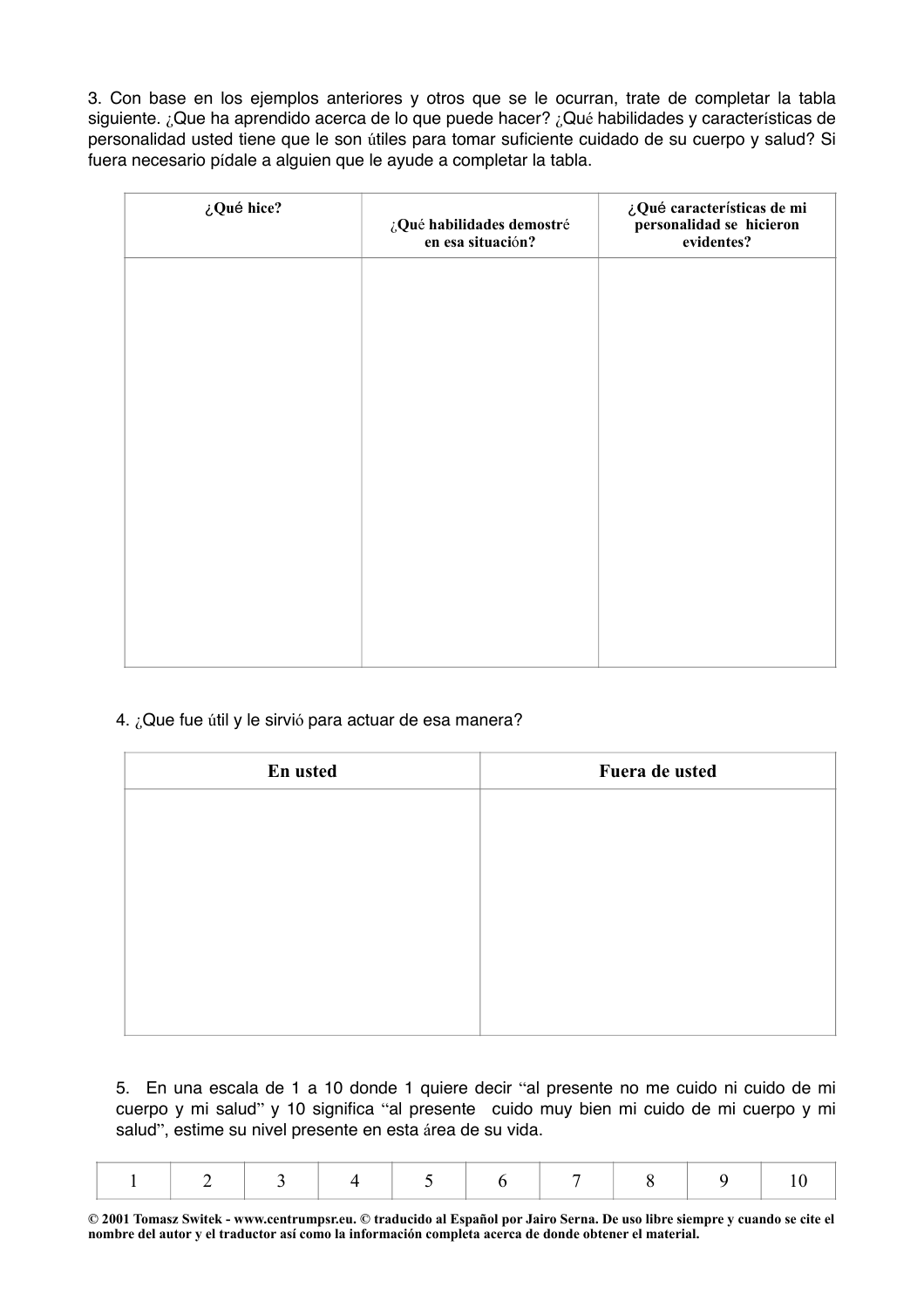3. Con base en los ejemplos anteriores y otros que se le ocurran, trate de completar la tabla siguiente. ¿Que ha aprendido acerca de lo que puede hacer? ¿Qué habilidades y características de personalidad usted tiene que le son útiles para tomar suficiente cuidado de su cuerpo y salud? Si fuera necesario pídale a alguien que le ayude a completar la tabla.

| **¿Qué hice?** | **¿Qué habilidades demostré en esa situación?** | **¿Qué características de mi personalidad se hicieron evidentes?** |
| --- | --- | --- |
| | | |

4. ¿Que fue útil y le sirvió para actuar de esa manera?

| **En usted** | **Fuera de usted** |
| --- | --- |
| | |

5. En una escala de 1 a 10 donde 1 quiere decir "al presente no me cuido ni cuido de mi cuerpo y mi salud" y 10 significa "al presente cuido muy bien mi cuido de mi cuerpo y mi salud", estime su nivel presente en esta área de su vida.

| 1 | 2 | 3 | 4 | 5 | 6 | 7 | 8 | 9 | 10 |
| --- | --- | --- | --- | --- | --- | --- | --- | --- | --- |

**© 2001 Tomasz Switek - www.centrumpsr.eu. © traducido al Español por Jairo Serna. De uso libre siempre y cuando se cite el nombre del autor y el traductor así como la información completa acerca de donde obtener el material.**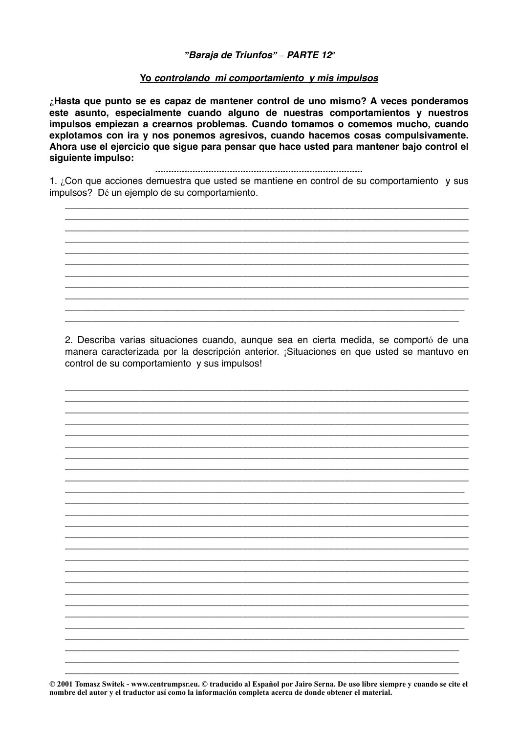***"Baraja de Triunfos" – PARTE 12"***

***Yo** controlando mi comportamiento y mis impulsos*

**¿Hasta que punto se es capaz de mantener control de uno mismo? A veces ponderamos este asunto, especialmente cuando alguno de nuestras comportamientos y nuestros impulsos empiezan a crearnos problemas. Cuando tomamos o comemos mucho, cuando explotamos con ira y nos ponemos agresivos, cuando hacemos cosas compulsivamente. Ahora use el ejercicio que sigue para pensar que hace usted para mantener bajo control el siguiente impulso:**

**..............................................................................**

1. ¿Con que acciones demuestra que usted se mantiene en control de su comportamiento y sus impulsos? Dé un ejemplo de su comportamiento.

_______________________________________________________________________________
_______________________________________________________________________________
_______________________________________________________________________________
_______________________________________________________________________________
_______________________________________________________________________________
_______________________________________________________________________________
_______________________________________________________________________________
_______________________________________________________________________________
_______________________________________________________________________________
_______________________________________________________________________________
_______________________________________________________________________________

2. Describa varias situaciones cuando, aunque sea en cierta medida, se comportó de una manera caracterizada por la descripción anterior. ¡Situaciones en que usted se mantuvo en control de su comportamiento y sus impulsos!

_______________________________________________________________________________
_______________________________________________________________________________
_______________________________________________________________________________
_______________________________________________________________________________
_______________________________________________________________________________
_______________________________________________________________________________
_______________________________________________________________________________
_______________________________________________________________________________
_______________________________________________________________________________
_______________________________________________________________________________
_______________________________________________________________________________
_______________________________________________________________________________
_______________________________________________________________________________
_______________________________________________________________________________
_______________________________________________________________________________
_______________________________________________________________________________
_______________________________________________________________________________
_______________________________________________________________________________
_______________________________________________________________________________
_______________________________________________________________________________
_______________________________________________________________________________
_______________________________________________________________________________
_______________________________________________________________________________
_______________________________________________________________________________
_______________________________________________________________________________
_______________________________________________________________________________

**© 2001 Tomasz Switek - www.centrumpsr.eu. © traducido al Español por Jairo Serna. De uso libre siempre y cuando se cite el nombre del autor y el traductor así como la información completa acerca de donde obtener el material.**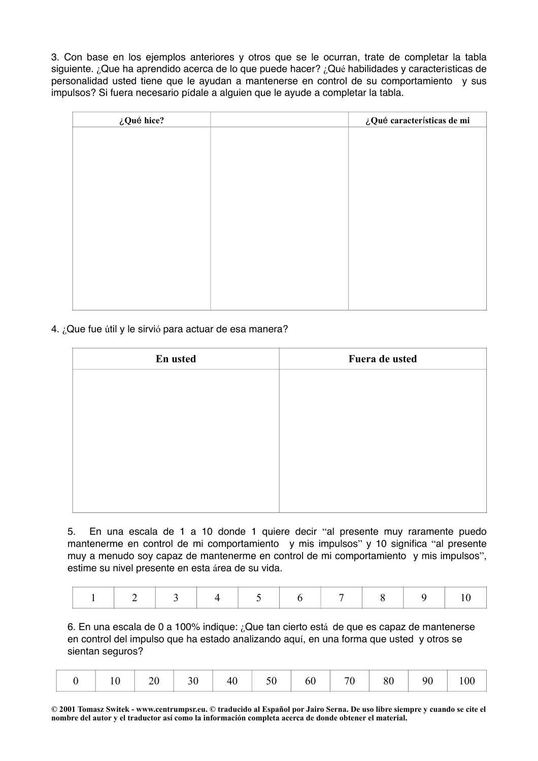3. Con base en los ejemplos anteriores y otros que se le ocurran, trate de completar la tabla siguiente. ¿Que ha aprendido acerca de lo que puede hacer? ¿Qué habilidades y características de personalidad usted tiene que le ayudan a mantenerse en control de su comportamiento y sus impulsos? Si fuera necesario pídale a alguien que le ayude a completar la tabla.

| ¿Qué hice? | | ¿Qué características de mi |
|---|---|---|
| | | |

4. ¿Que fue útil y le sirvió para actuar de esa manera?

| En usted | Fuera de usted |
|---|---|
| | |

5. En una escala de 1 a 10 donde 1 quiere decir "al presente muy raramente puedo mantenerme en control de mi comportamiento y mis impulsos" y 10 significa "al presente muy a menudo soy capaz de mantenerme en control de mi comportamiento y mis impulsos", estime su nivel presente en esta área de su vida.

| 1 | 2 | 3 | 4 | 5 | 6 | 7 | 8 | 9 | 10 |
|---|---|---|---|---|---|---|---|---|---|

6. En una escala de 0 a 100% indique: ¿Que tan cierto está de que es capaz de mantenerse en control del impulso que ha estado analizando aquí, en una forma que usted y otros se sientan seguros?

| 0 | 10 | 20 | 30 | 40 | 50 | 60 | 70 | 80 | 90 | 100 |
|---|---|---|---|---|---|---|---|---|---|---|

**© 2001 Tomasz Switek - www.centrumpsr.eu. © traducido al Español por Jairo Serna. De uso libre siempre y cuando se cite el nombre del autor y el traductor así como la información completa acerca de donde obtener el material.**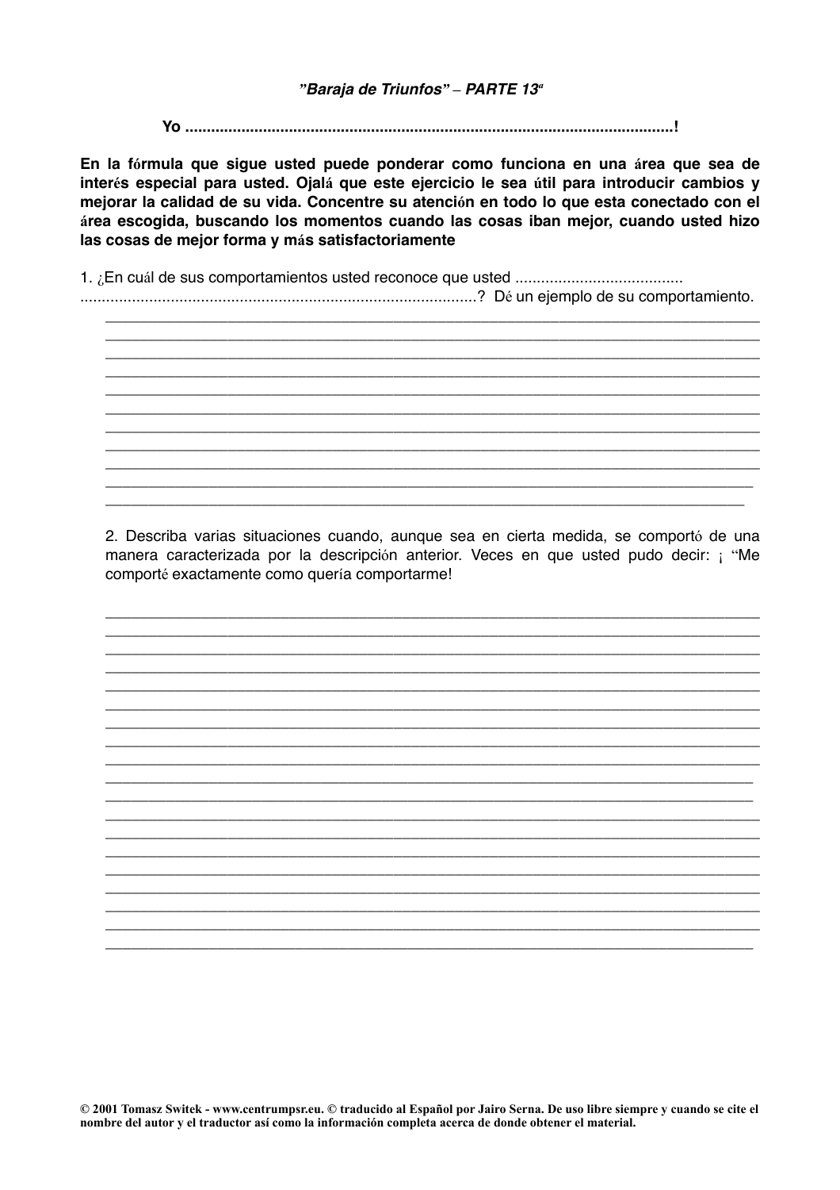*"Baraja de Triunfos" – PARTE 13"*

**Yo ..............................................................................................................!**

**En la fórmula que sigue usted puede ponderar como funciona en una área que sea de interés especial para usted. Ojalá que este ejercicio le sea útil para introducir cambios y mejorar la calidad de su vida. Concentre su atención en todo lo que esta conectado con el área escogida, buscando los momentos cuando las cosas iban mejor, cuando usted hizo las cosas de mejor forma y más satisfactoriamente**

1. ¿En cuál de sus comportamientos usted reconoce que usted .......................................
...........................................................................................? Dé un ejemplo de su comportamiento.

_______________________________________________________________________________
_______________________________________________________________________________
_______________________________________________________________________________
_______________________________________________________________________________
_______________________________________________________________________________
_______________________________________________________________________________
_______________________________________________________________________________
_______________________________________________________________________________
_______________________________________________________________________________
_______________________________________________________________________________
_______________________________________________________________________________

2. Describa varias situaciones cuando, aunque sea en cierta medida, se comportó de una manera caracterizada por la descripción anterior. Veces en que usted pudo decir: ¡ "Me comporté exactamente como quería comportarme!

_______________________________________________________________________________
_______________________________________________________________________________
_______________________________________________________________________________
_______________________________________________________________________________
_______________________________________________________________________________
_______________________________________________________________________________
_______________________________________________________________________________
_______________________________________________________________________________
_______________________________________________________________________________
_______________________________________________________________________________
_______________________________________________________________________________
_______________________________________________________________________________
_______________________________________________________________________________
_______________________________________________________________________________
_______________________________________________________________________________
_______________________________________________________________________________
_______________________________________________________________________________
_______________________________________________________________________________
_______________________________________________________________________________

**© 2001 Tomasz Switek - www.centrumpsr.eu. © traducido al Español por Jairo Serna. De uso libre siempre y cuando se cite el nombre del autor y el traductor así como la información completa acerca de donde obtener el material.**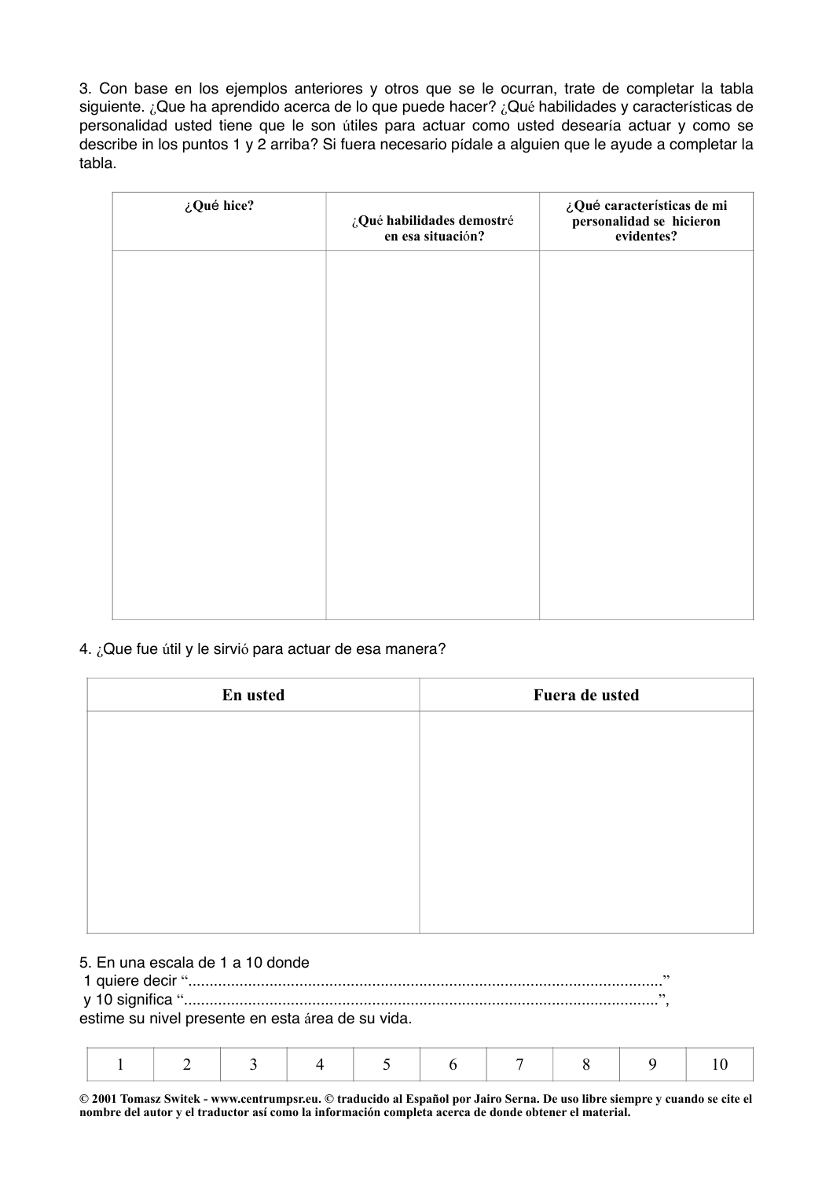3. Con base en los ejemplos anteriores y otros que se le ocurran, trate de completar la tabla siguiente. ¿Que ha aprendido acerca de lo que puede hacer? ¿Qué habilidades y características de personalidad usted tiene que le son útiles para actuar como usted desearía actuar y como se describe in los puntos 1 y 2 arriba? Si fuera necesario pídale a alguien que le ayude a completar la tabla.

| ¿Qué hice? | ¿Qué habilidades demostré en esa situación? | ¿Qué características de mi personalidad se hicieron evidentes? |
|---|---|---|
| | | |

4. ¿Que fue útil y le sirvió para actuar de esa manera?

| En usted | Fuera de usted |
|---|---|
| | |

5. En una escala de 1 a 10 donde
1 quiere decir "............................................................................................................"
y 10 significa "............................................................................................................",
estime su nivel presente en esta área de su vida.

| 1 | 2 | 3 | 4 | 5 | 6 | 7 | 8 | 9 | 10 |
|---|---|---|---|---|---|---|---|---|---|

**© 2001 Tomasz Switek - www.centrumpsr.eu. © traducido al Español por Jairo Serna. De uso libre siempre y cuando se cite el nombre del autor y el traductor así como la información completa acerca de donde obtener el material.**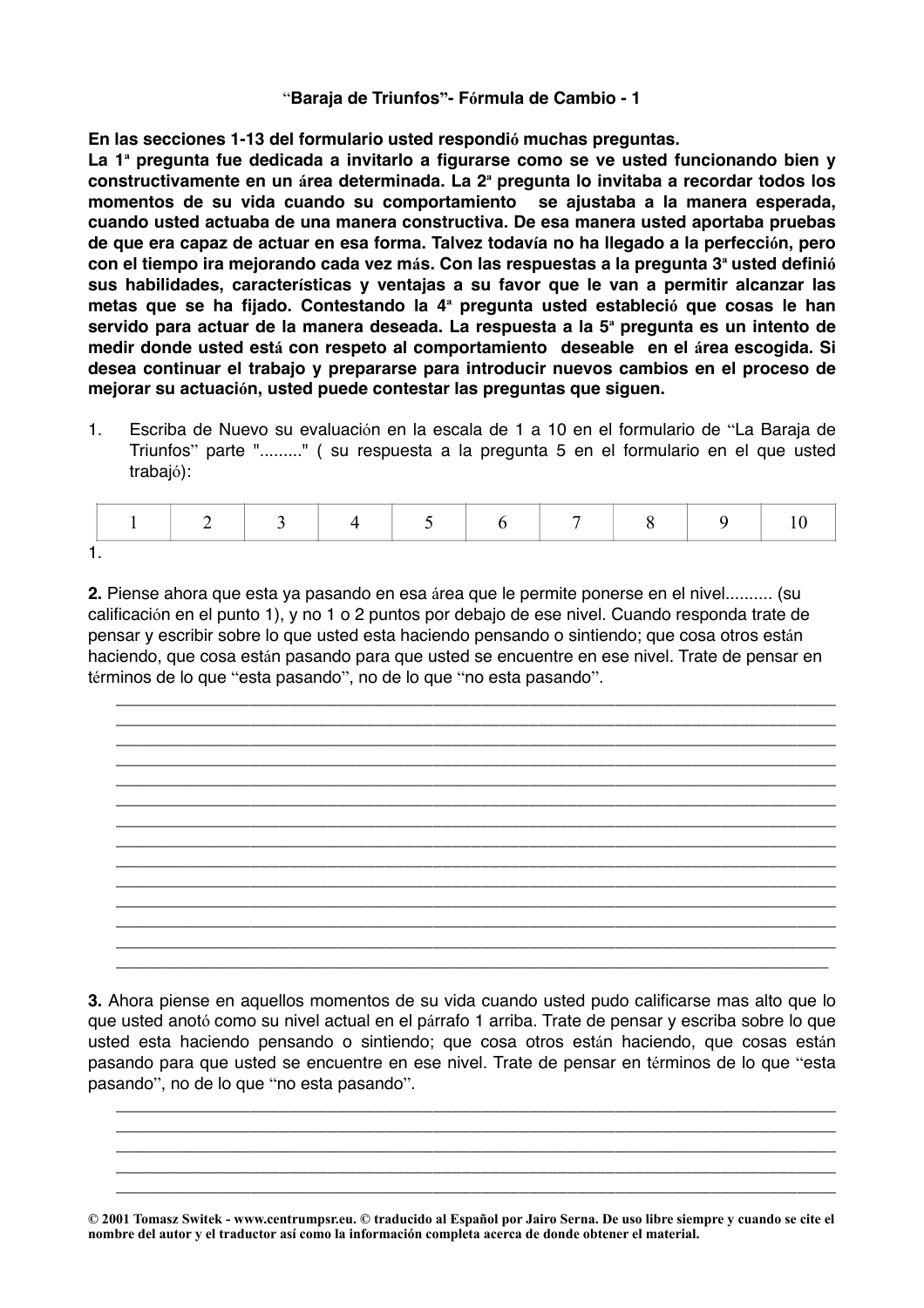### "Baraja de Triunfos"- Fórmula de Cambio - 1

**En las secciones 1-13 del formulario usted respondió muchas preguntas. La 1ª pregunta fue dedicada a invitarlo a figurarse como se ve usted funcionando bien y constructivamente en un área determinada. La 2ª pregunta lo invitaba a recordar todos los momentos de su vida cuando su comportamiento se ajustaba a la manera esperada, cuando usted actuaba de una manera constructiva. De esa manera usted aportaba pruebas de que era capaz de actuar en esa forma. Talvez todavía no ha llegado a la perfección, pero con el tiempo ira mejorando cada vez más. Con las respuestas a la pregunta 3ª usted definió sus habilidades, características y ventajas a su favor que le van a permitir alcanzar las metas que se ha fijado. Contestando la 4ª pregunta usted estableció que cosas le han servido para actuar de la manera deseada. La respuesta a la 5ª pregunta es un intento de medir donde usted está con respeto al comportamiento deseable en el área escogida. Si desea continuar el trabajo y prepararse para introducir nuevos cambios en el proceso de mejorar su actuación, usted puede contestar las preguntas que siguen.**

1. Escriba de Nuevo su evaluación en la escala de 1 a 10 en el formulario de "La Baraja de Triunfos" parte "........." ( su respuesta a la pregunta 5 en el formulario en el que usted trabajó):

| 1 | 2 | 3 | 4 | 5 | 6 | 7 | 8 | 9 | 10 |
|---|---|---|---|---|---|---|---|---|---|

1.

**2.** Piense ahora que esta ya pasando en esa área que le permite ponerse en el nivel.......... (su calificación en el punto 1), y no 1 o 2 puntos por debajo de ese nivel. Cuando responda trate de pensar y escribir sobre lo que usted esta haciendo pensando o sintiendo; que cosa otros están haciendo, que cosa están pasando para que usted se encuentre en ese nivel. Trate de pensar en términos de lo que "esta pasando", no de lo que "no esta pasando".

_______________________________________________________________________________
_______________________________________________________________________________
_______________________________________________________________________________
_______________________________________________________________________________
_______________________________________________________________________________
_______________________________________________________________________________
_______________________________________________________________________________
_______________________________________________________________________________
_______________________________________________________________________________
_______________________________________________________________________________
_______________________________________________________________________________
_______________________________________________________________________________
_______________________________________________________________________________
_______________________________________________________________________________

**3.** Ahora piense en aquellos momentos de su vida cuando usted pudo calificarse mas alto que lo que usted anotó como su nivel actual en el párrafo 1 arriba. Trate de pensar y escriba sobre lo que usted esta haciendo pensando o sintiendo; que cosa otros están haciendo, que cosas están pasando para que usted se encuentre en ese nivel. Trate de pensar en términos de lo que "esta pasando", no de lo que "no esta pasando".

_______________________________________________________________________________
_______________________________________________________________________________
_______________________________________________________________________________
_______________________________________________________________________________
_______________________________________________________________________________

**© 2001 Tomasz Switek - www.centrumpsr.eu. © traducido al Español por Jairo Serna. De uso libre siempre y cuando se cite el nombre del autor y el traductor así como la información completa acerca de donde obtener el material.**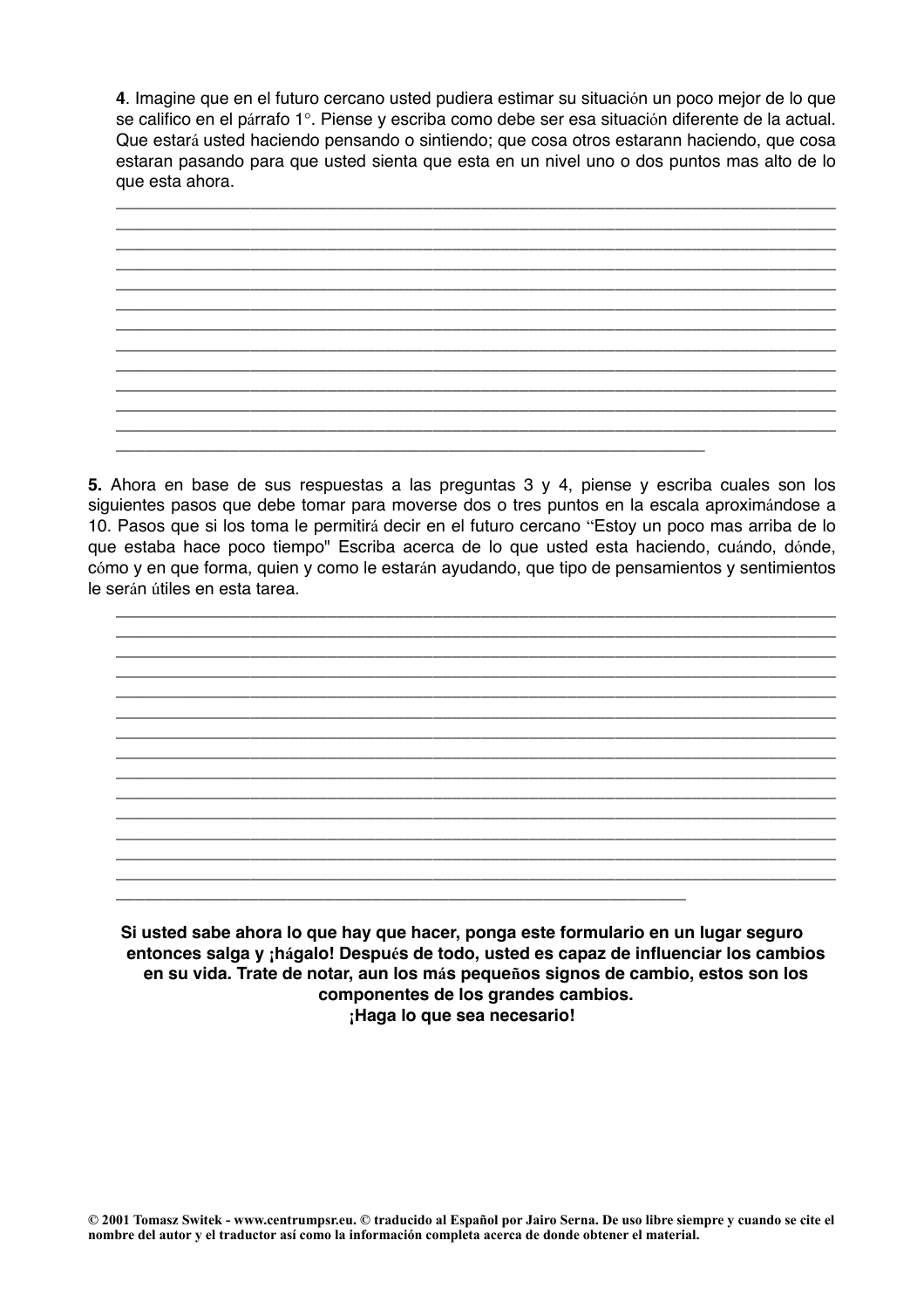**4**. Imagine que en el futuro cercano usted pudiera estimar su situación un poco mejor de lo que se califico en el párrafo 1°. Piense y escriba como debe ser esa situación diferente de la actual. Que estará usted haciendo pensando o sintiendo; que cosa otros estarann haciendo, que cosa estaran pasando para que usted sienta que esta en un nivel uno o dos puntos mas alto de lo que esta ahora.

______________________________________________________________________________
______________________________________________________________________________
______________________________________________________________________________
______________________________________________________________________________
______________________________________________________________________________
______________________________________________________________________________
______________________________________________________________________________
______________________________________________________________________________
______________________________________________________________________________
______________________________________________________________________________
______________________________________________________________________________
______________________________________________________________________________
______________________________________________________________

**5.** Ahora en base de sus respuestas a las preguntas 3 y 4, piense y escriba cuales son los siguientes pasos que debe tomar para moverse dos o tres puntos en la escala aproximándose a 10. Pasos que si los toma le permitirá decir en el futuro cercano "Estoy un poco mas arriba de lo que estaba hace poco tiempo" Escriba acerca de lo que usted esta haciendo, cuándo, dónde, cómo y en que forma, quien y como le estarán ayudando, que tipo de pensamientos y sentimientos le serán útiles en esta tarea.

______________________________________________________________________________
______________________________________________________________________________
______________________________________________________________________________
______________________________________________________________________________
______________________________________________________________________________
______________________________________________________________________________
______________________________________________________________________________
______________________________________________________________________________
______________________________________________________________________________
______________________________________________________________________________
______________________________________________________________________________
______________________________________________________________________________
______________________________________________________________________________
______________________________________________________________________________
____________________________________________________________

**Si usted sabe ahora lo que hay que hacer, ponga este formulario en un lugar seguro entonces salga y ¡hágalo! Después de todo, usted es capaz de influenciar los cambios en su vida. Trate de notar, aun los más pequeños signos de cambio, estos son los componentes de los grandes cambios.**
**¡Haga lo que sea necesario!**

**© 2001 Tomasz Switek - www.centrumpsr.eu. © traducido al Español por Jairo Serna. De uso libre siempre y cuando se cite el nombre del autor y el traductor así como la información completa acerca de donde obtener el material.**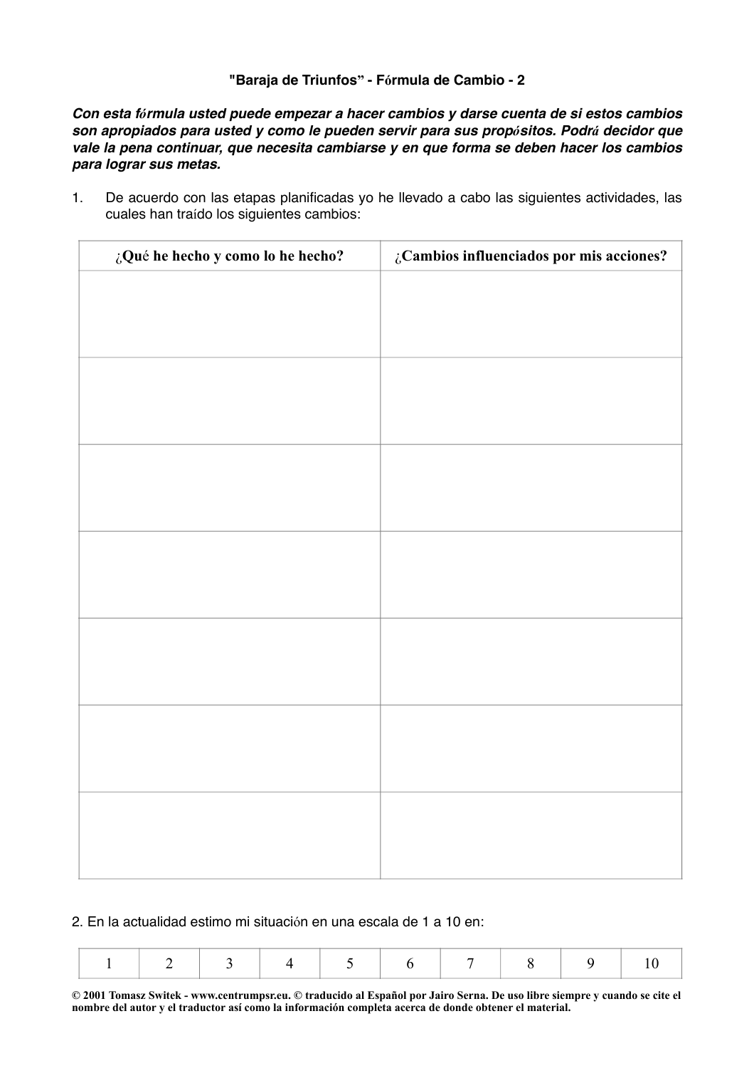**"Baraja de Triunfos" - Fórmula de Cambio - 2**

***Con esta fórmula usted puede empezar a hacer cambios y darse cuenta de si estos cambios son apropiados para usted y como le pueden servir para sus propósitos. Podrá decidor que vale la pena continuar, que necesita cambiarse y en que forma se deben hacer los cambios para lograr sus metas.***

1. De acuerdo con las etapas planificadas yo he llevado a cabo las siguientes actividades, las cuales han traído los siguientes cambios:

| ¿Qué he hecho y como lo he hecho? | ¿Cambios influenciados por mis acciones? |
|---|---|
| | |
| | |
| | |
| | |
| | |
| | |
| | |

2. En la actualidad estimo mi situación en una escala de 1 a 10 en:

| 1 | 2 | 3 | 4 | 5 | 6 | 7 | 8 | 9 | 10 |
|---|---|---|---|---|---|---|---|---|---|

**© 2001 Tomasz Switek - www.centrumpsr.eu. © traducido al Español por Jairo Serna. De uso libre siempre y cuando se cite el nombre del autor y el traductor así como la información completa acerca de donde obtener el material.**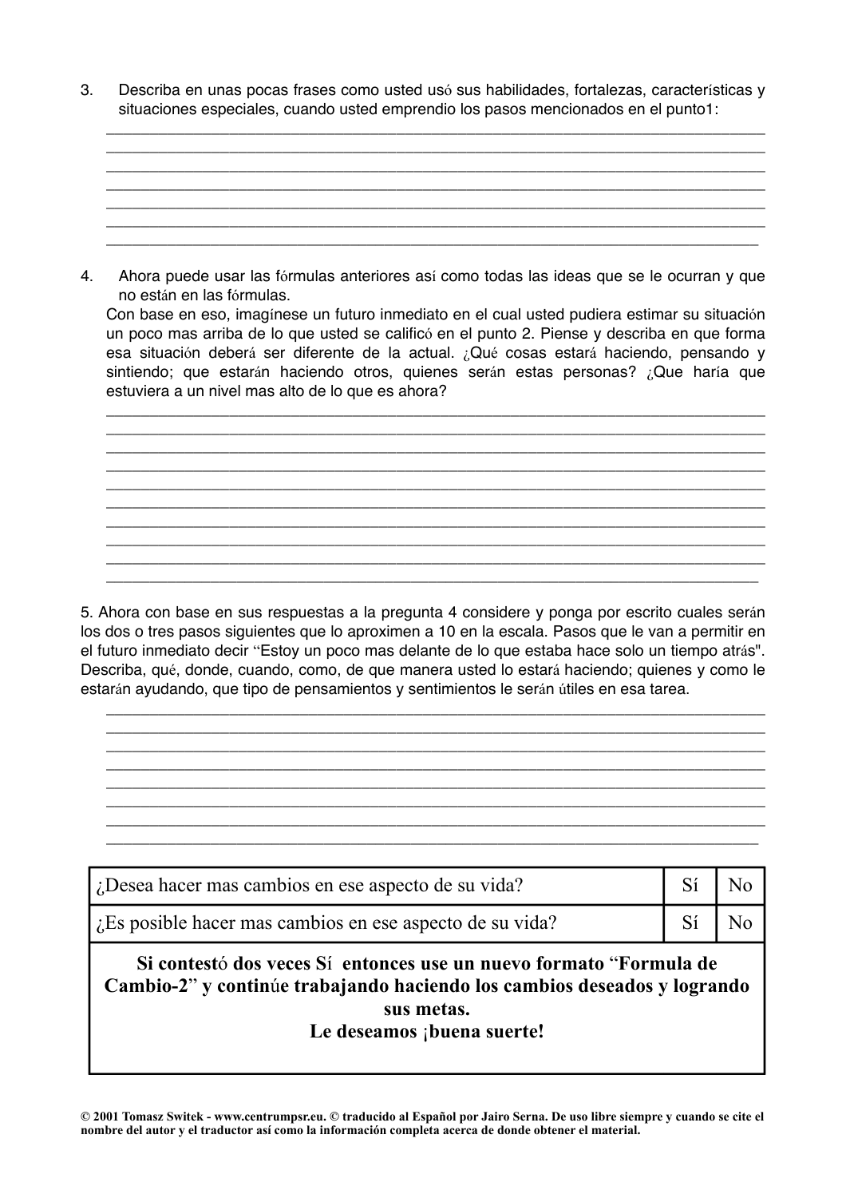3. Describa en unas pocas frases como usted usó sus habilidades, fortalezas, características y situaciones especiales, cuando usted emprendio los pasos mencionados en el punto1:

___________________________________________________________________________
___________________________________________________________________________
___________________________________________________________________________
___________________________________________________________________________
___________________________________________________________________________
___________________________________________________________________________
___________________________________________________________________________

4. Ahora puede usar las fórmulas anteriores así como todas las ideas que se le ocurran y que no están en las fórmulas.
Con base en eso, imagínese un futuro inmediato en el cual usted pudiera estimar su situación un poco mas arriba de lo que usted se calificó en el punto 2. Piense y describa en que forma esa situación deberá ser diferente de la actual. ¿Qué cosas estará haciendo, pensando y sintiendo; que estarán haciendo otros, quienes serán estas personas? ¿Que haría que estuviera a un nivel mas alto de lo que es ahora?

___________________________________________________________________________
___________________________________________________________________________
___________________________________________________________________________
___________________________________________________________________________
___________________________________________________________________________
___________________________________________________________________________
___________________________________________________________________________
___________________________________________________________________________
___________________________________________________________________________
___________________________________________________________________________

5. Ahora con base en sus respuestas a la pregunta 4 considere y ponga por escrito cuales serán los dos o tres pasos siguientes que lo aproximen a 10 en la escala. Pasos que le van a permitir en el futuro inmediato decir "Estoy un poco mas delante de lo que estaba hace solo un tiempo atrás". Describa, qué, donde, cuando, como, de que manera usted lo estará haciendo; quienes y como le estarán ayudando, que tipo de pensamientos y sentimientos le serán útiles en esa tarea.

___________________________________________________________________________
___________________________________________________________________________
___________________________________________________________________________
___________________________________________________________________________
___________________________________________________________________________
___________________________________________________________________________
___________________________________________________________________________
___________________________________________________________________________

| | | |
|---|---|---|
| ¿Desea hacer mas cambios en ese aspecto de su vida? | Sí | No |
| ¿Es posible hacer mas cambios en ese aspecto de su vida? | Sí | No |

**Si contestó dos veces Sí entonces use un nuevo formato "Formula de Cambio-2" y continúe trabajando haciendo los cambios deseados y logrando sus metas.**
**Le deseamos ¡buena suerte!**

**© 2001 Tomasz Switek - www.centrumpsr.eu. © traducido al Español por Jairo Serna. De uso libre siempre y cuando se cite el nombre del autor y el traductor así como la información completa acerca de donde obtener el material.**